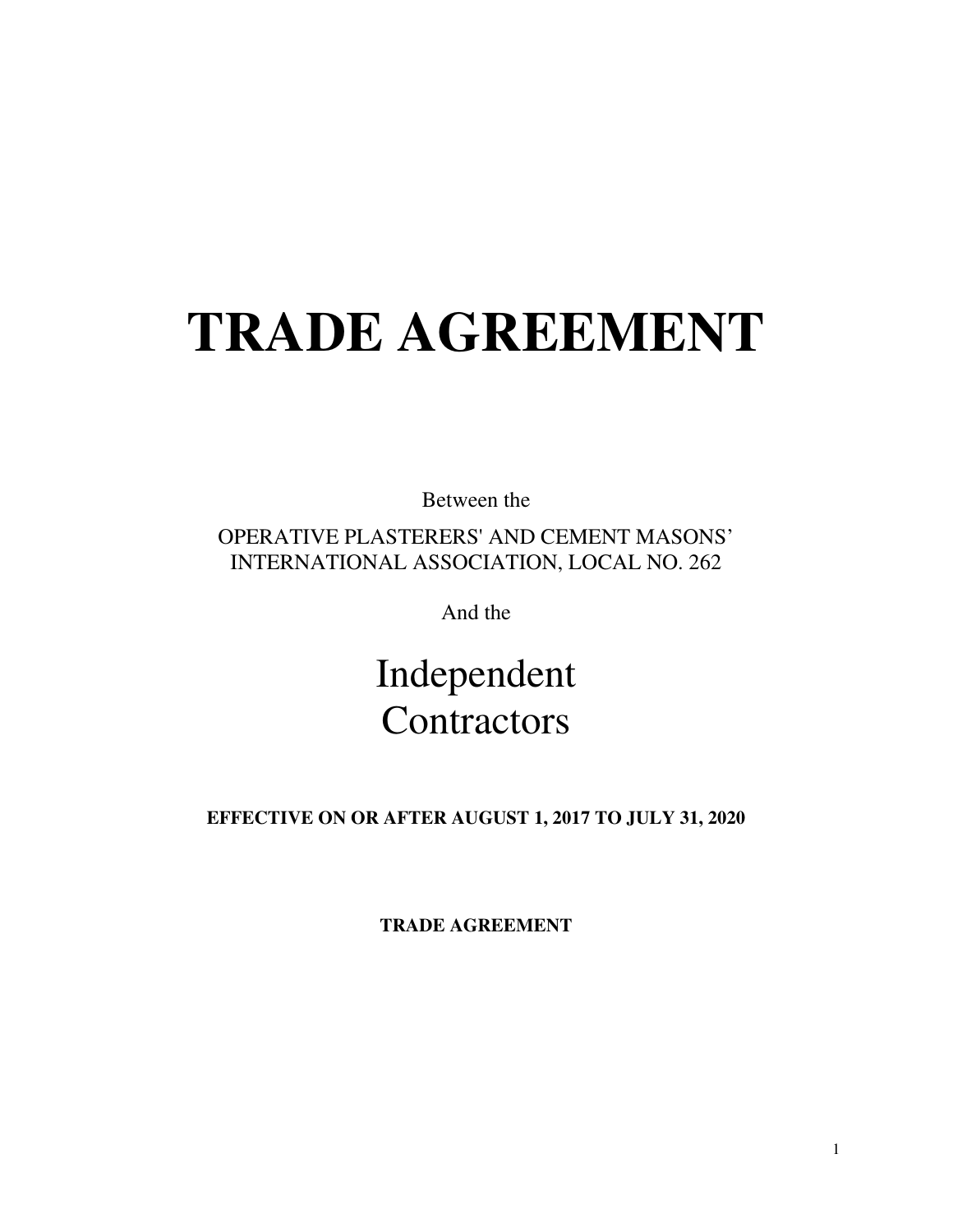# TRADE AGREEMENT

Between the

OPERATIVE PLASTERERS' AND CEMENT MASONS' INTERNATIONAL ASSOCIATION, LOCAL NO. 262

And the

## Independent Contractors

**EFFECTIVE ON OR AFTER AUGUST 1, 2017 TO JULY 31, 2020**

**TRADE AGREEMENT**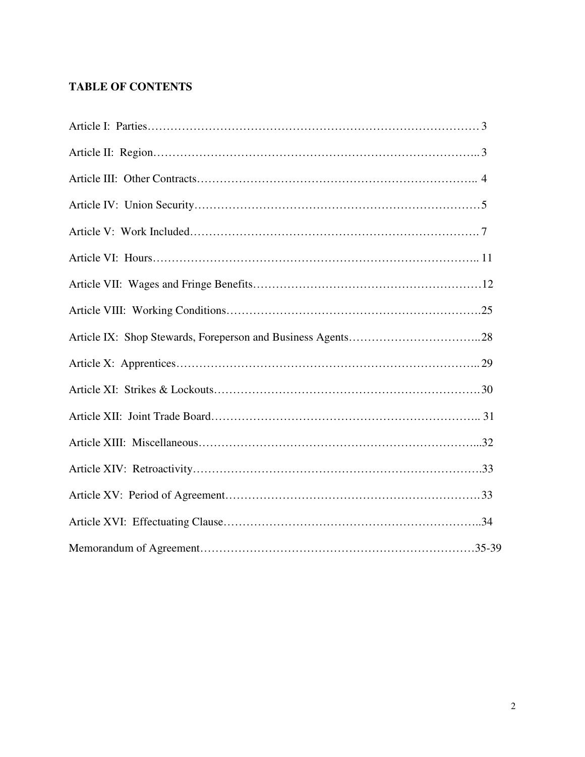**TABLE OF CONTENTS**

| | |
|---|---|
| Article I: Parties | 3 |
| Article II: Region | 3 |
| Article III: Other Contracts | 4 |
| Article IV: Union Security | 5 |
| Article V: Work Included | 7 |
| Article VI: Hours | 11 |
| Article VII: Wages and Fringe Benefits | 12 |
| Article VIII: Working Conditions | 25 |
| Article IX: Shop Stewards, Foreperson and Business Agents | 28 |
| Article X: Apprentices | 29 |
| Article XI: Strikes & Lockouts | 30 |
| Article XII: Joint Trade Board | 31 |
| Article XIII: Miscellaneous | 32 |
| Article XIV: Retroactivity | 33 |
| Article XV: Period of Agreement | 33 |
| Article XVI: Effectuating Clause | 34 |
| Memorandum of Agreement | 35-39 |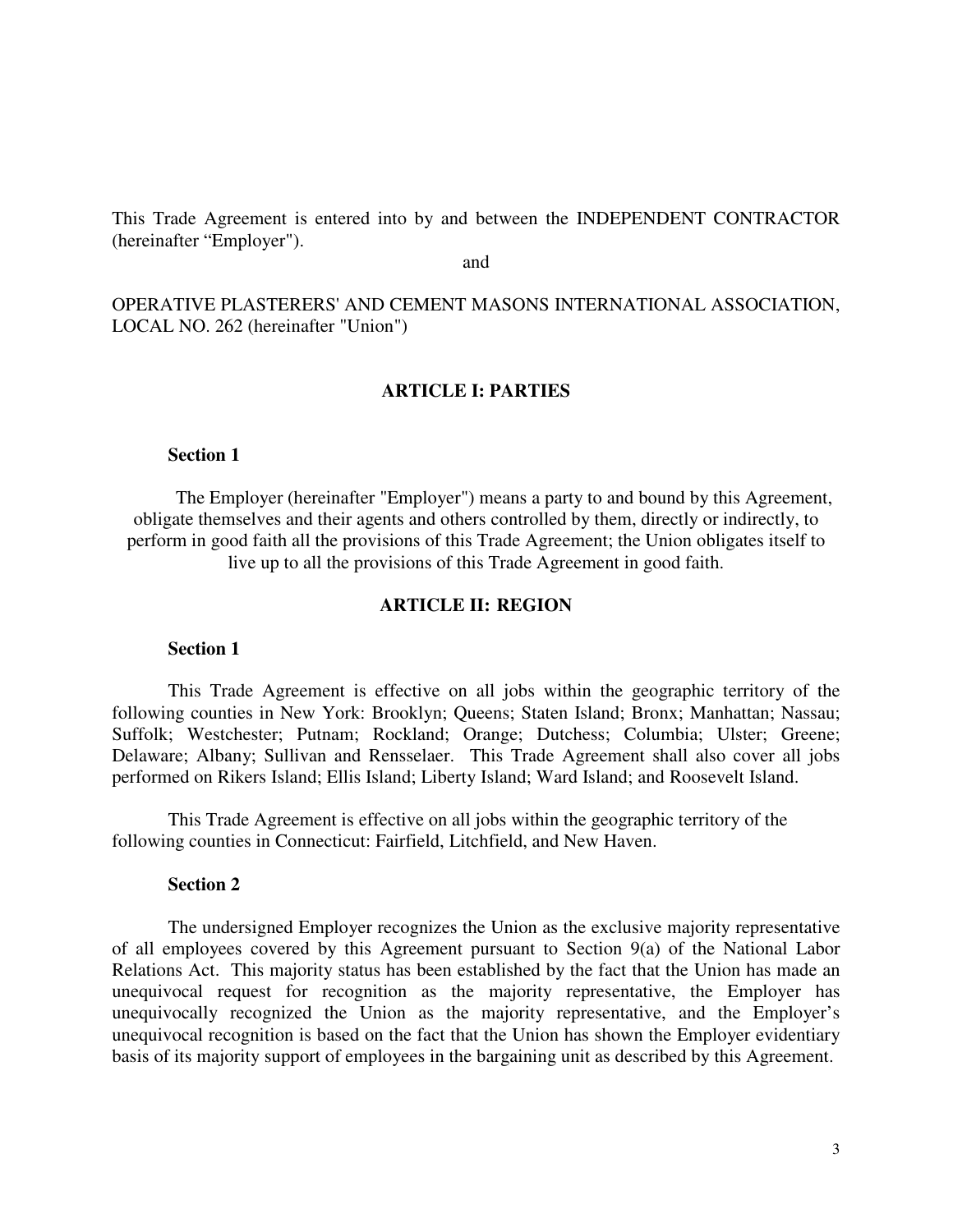This Trade Agreement is entered into by and between the INDEPENDENT CONTRACTOR (hereinafter “Employer").

and

OPERATIVE PLASTERERS' AND CEMENT MASONS INTERNATIONAL ASSOCIATION, LOCAL NO. 262 (hereinafter "Union")

## ARTICLE I: PARTIES

### Section 1

The Employer (hereinafter "Employer") means a party to and bound by this Agreement, obligate themselves and their agents and others controlled by them, directly or indirectly, to perform in good faith all the provisions of this Trade Agreement; the Union obligates itself to live up to all the provisions of this Trade Agreement in good faith.

## ARTICLE II: REGION

### Section 1

This Trade Agreement is effective on all jobs within the geographic territory of the following counties in New York: Brooklyn; Queens; Staten Island; Bronx; Manhattan; Nassau; Suffolk; Westchester; Putnam; Rockland; Orange; Dutchess; Columbia; Ulster; Greene; Delaware; Albany; Sullivan and Rensselaer. This Trade Agreement shall also cover all jobs performed on Rikers Island; Ellis Island; Liberty Island; Ward Island; and Roosevelt Island.

This Trade Agreement is effective on all jobs within the geographic territory of the following counties in Connecticut: Fairfield, Litchfield, and New Haven.

### Section 2

The undersigned Employer recognizes the Union as the exclusive majority representative of all employees covered by this Agreement pursuant to Section 9(a) of the National Labor Relations Act. This majority status has been established by the fact that the Union has made an unequivocal request for recognition as the majority representative, the Employer has unequivocally recognized the Union as the majority representative, and the Employer’s unequivocal recognition is based on the fact that the Union has shown the Employer evidentiary basis of its majority support of employees in the bargaining unit as described by this Agreement.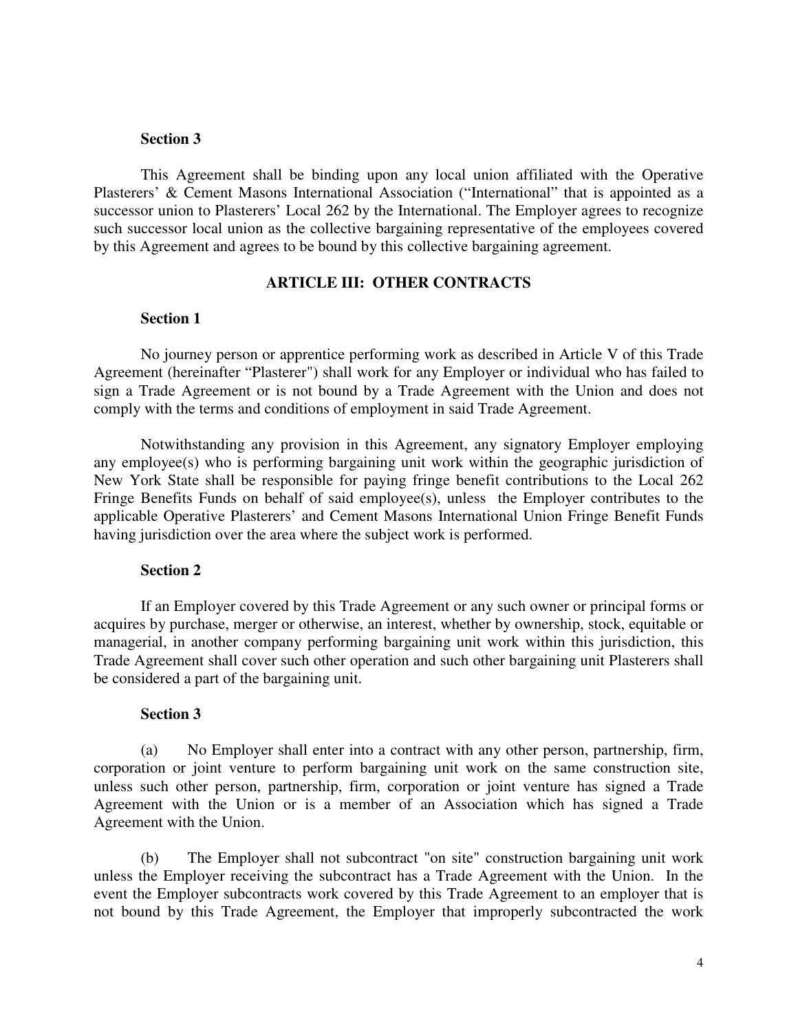**Section 3**

This Agreement shall be binding upon any local union affiliated with the Operative Plasterers' & Cement Masons International Association ("International" that is appointed as a successor union to Plasterers' Local 262 by the International. The Employer agrees to recognize such successor local union as the collective bargaining representative of the employees covered by this Agreement and agrees to be bound by this collective bargaining agreement.

## ARTICLE III: OTHER CONTRACTS

**Section 1**

No journey person or apprentice performing work as described in Article V of this Trade Agreement (hereinafter "Plasterer") shall work for any Employer or individual who has failed to sign a Trade Agreement or is not bound by a Trade Agreement with the Union and does not comply with the terms and conditions of employment in said Trade Agreement.

Notwithstanding any provision in this Agreement, any signatory Employer employing any employee(s) who is performing bargaining unit work within the geographic jurisdiction of New York State shall be responsible for paying fringe benefit contributions to the Local 262 Fringe Benefits Funds on behalf of said employee(s), unless the Employer contributes to the applicable Operative Plasterers' and Cement Masons International Union Fringe Benefit Funds having jurisdiction over the area where the subject work is performed.

**Section 2**

If an Employer covered by this Trade Agreement or any such owner or principal forms or acquires by purchase, merger or otherwise, an interest, whether by ownership, stock, equitable or managerial, in another company performing bargaining unit work within this jurisdiction, this Trade Agreement shall cover such other operation and such other bargaining unit Plasterers shall be considered a part of the bargaining unit.

**Section 3**

(a) No Employer shall enter into a contract with any other person, partnership, firm, corporation or joint venture to perform bargaining unit work on the same construction site, unless such other person, partnership, firm, corporation or joint venture has signed a Trade Agreement with the Union or is a member of an Association which has signed a Trade Agreement with the Union.

(b) The Employer shall not subcontract "on site" construction bargaining unit work unless the Employer receiving the subcontract has a Trade Agreement with the Union. In the event the Employer subcontracts work covered by this Trade Agreement to an employer that is not bound by this Trade Agreement, the Employer that improperly subcontracted the work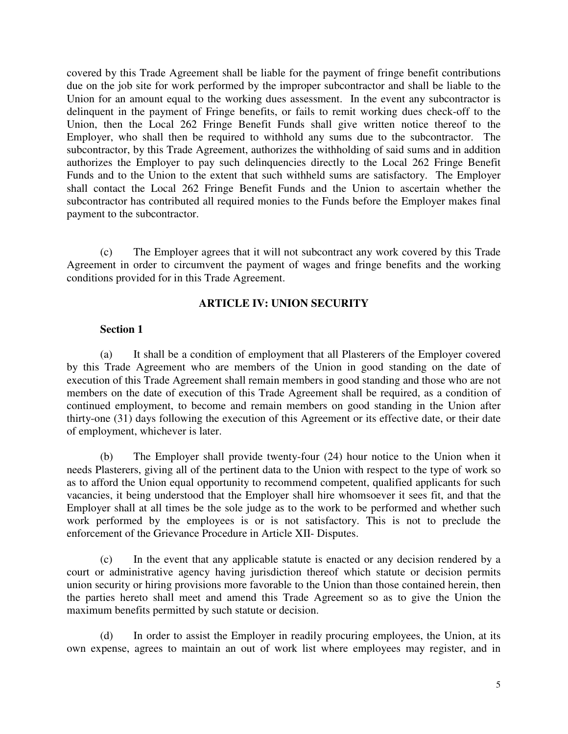covered by this Trade Agreement shall be liable for the payment of fringe benefit contributions due on the job site for work performed by the improper subcontractor and shall be liable to the Union for an amount equal to the working dues assessment. In the event any subcontractor is delinquent in the payment of Fringe benefits, or fails to remit working dues check-off to the Union, then the Local 262 Fringe Benefit Funds shall give written notice thereof to the Employer, who shall then be required to withhold any sums due to the subcontractor. The subcontractor, by this Trade Agreement, authorizes the withholding of said sums and in addition authorizes the Employer to pay such delinquencies directly to the Local 262 Fringe Benefit Funds and to the Union to the extent that such withheld sums are satisfactory. The Employer shall contact the Local 262 Fringe Benefit Funds and the Union to ascertain whether the subcontractor has contributed all required monies to the Funds before the Employer makes final payment to the subcontractor.

(c) The Employer agrees that it will not subcontract any work covered by this Trade Agreement in order to circumvent the payment of wages and fringe benefits and the working conditions provided for in this Trade Agreement.

## ARTICLE IV: UNION SECURITY

**Section 1**

(a) It shall be a condition of employment that all Plasterers of the Employer covered by this Trade Agreement who are members of the Union in good standing on the date of execution of this Trade Agreement shall remain members in good standing and those who are not members on the date of execution of this Trade Agreement shall be required, as a condition of continued employment, to become and remain members on good standing in the Union after thirty-one (31) days following the execution of this Agreement or its effective date, or their date of employment, whichever is later.

(b) The Employer shall provide twenty-four (24) hour notice to the Union when it needs Plasterers, giving all of the pertinent data to the Union with respect to the type of work so as to afford the Union equal opportunity to recommend competent, qualified applicants for such vacancies, it being understood that the Employer shall hire whomsoever it sees fit, and that the Employer shall at all times be the sole judge as to the work to be performed and whether such work performed by the employees is or is not satisfactory. This is not to preclude the enforcement of the Grievance Procedure in Article XII- Disputes.

(c) In the event that any applicable statute is enacted or any decision rendered by a court or administrative agency having jurisdiction thereof which statute or decision permits union security or hiring provisions more favorable to the Union than those contained herein, then the parties hereto shall meet and amend this Trade Agreement so as to give the Union the maximum benefits permitted by such statute or decision.

(d) In order to assist the Employer in readily procuring employees, the Union, at its own expense, agrees to maintain an out of work list where employees may register, and in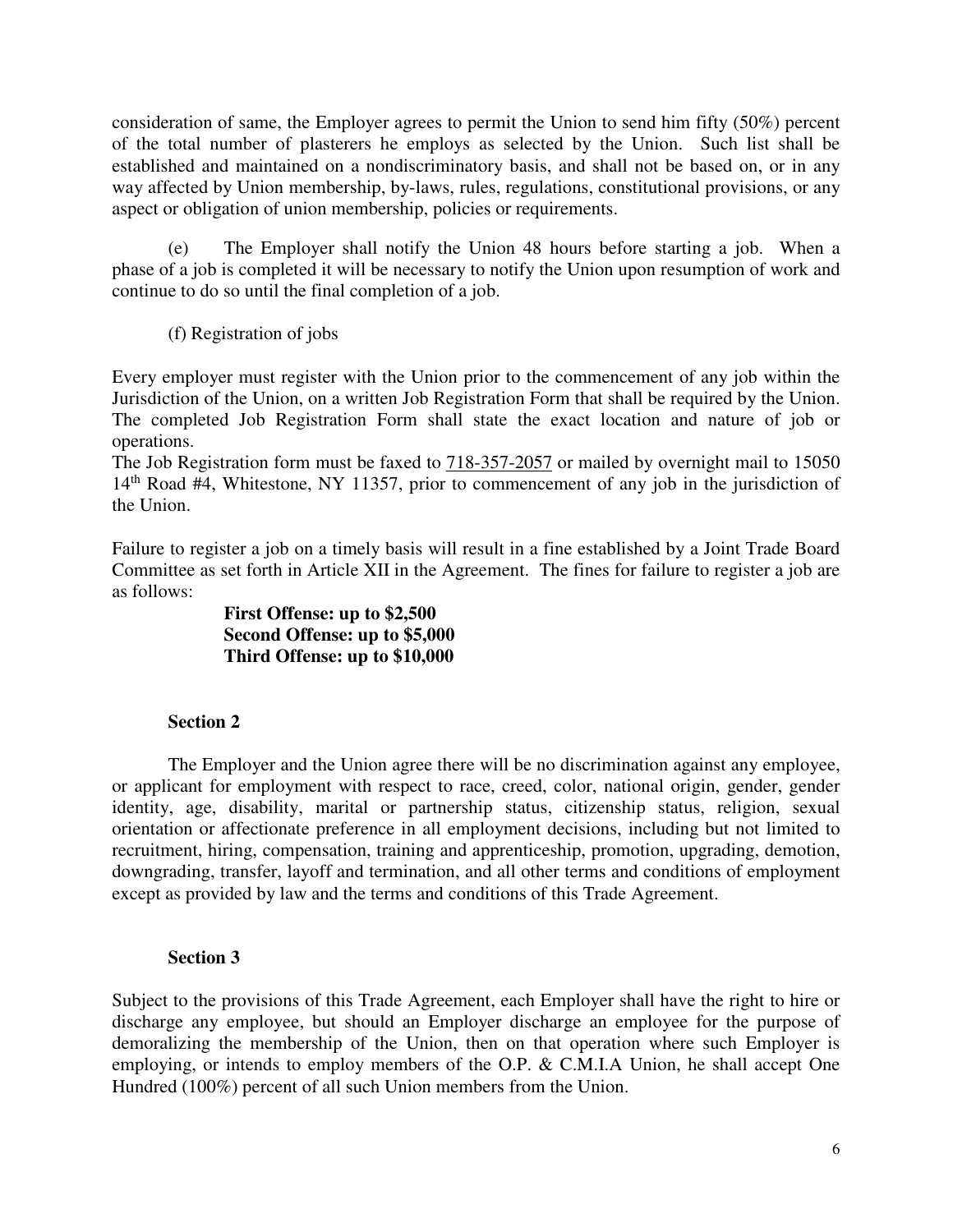consideration of same, the Employer agrees to permit the Union to send him fifty (50%) percent of the total number of plasterers he employs as selected by the Union. Such list shall be established and maintained on a nondiscriminatory basis, and shall not be based on, or in any way affected by Union membership, by-laws, rules, regulations, constitutional provisions, or any aspect or obligation of union membership, policies or requirements.

(e) The Employer shall notify the Union 48 hours before starting a job. When a phase of a job is completed it will be necessary to notify the Union upon resumption of work and continue to do so until the final completion of a job.

(f) Registration of jobs

Every employer must register with the Union prior to the commencement of any job within the Jurisdiction of the Union, on a written Job Registration Form that shall be required by the Union. The completed Job Registration Form shall state the exact location and nature of job or operations.

The Job Registration form must be faxed to 718-357-2057 or mailed by overnight mail to 15050 14th Road #4, Whitestone, NY 11357, prior to commencement of any job in the jurisdiction of the Union.

Failure to register a job on a timely basis will result in a fine established by a Joint Trade Board Committee as set forth in Article XII in the Agreement. The fines for failure to register a job are as follows:

**First Offense: up to $2,500**
**Second Offense: up to $5,000**
**Third Offense: up to $10,000**

### Section 2

The Employer and the Union agree there will be no discrimination against any employee, or applicant for employment with respect to race, creed, color, national origin, gender, gender identity, age, disability, marital or partnership status, citizenship status, religion, sexual orientation or affectionate preference in all employment decisions, including but not limited to recruitment, hiring, compensation, training and apprenticeship, promotion, upgrading, demotion, downgrading, transfer, layoff and termination, and all other terms and conditions of employment except as provided by law and the terms and conditions of this Trade Agreement.

### Section 3

Subject to the provisions of this Trade Agreement, each Employer shall have the right to hire or discharge any employee, but should an Employer discharge an employee for the purpose of demoralizing the membership of the Union, then on that operation where such Employer is employing, or intends to employ members of the O.P. & C.M.I.A Union, he shall accept One Hundred (100%) percent of all such Union members from the Union.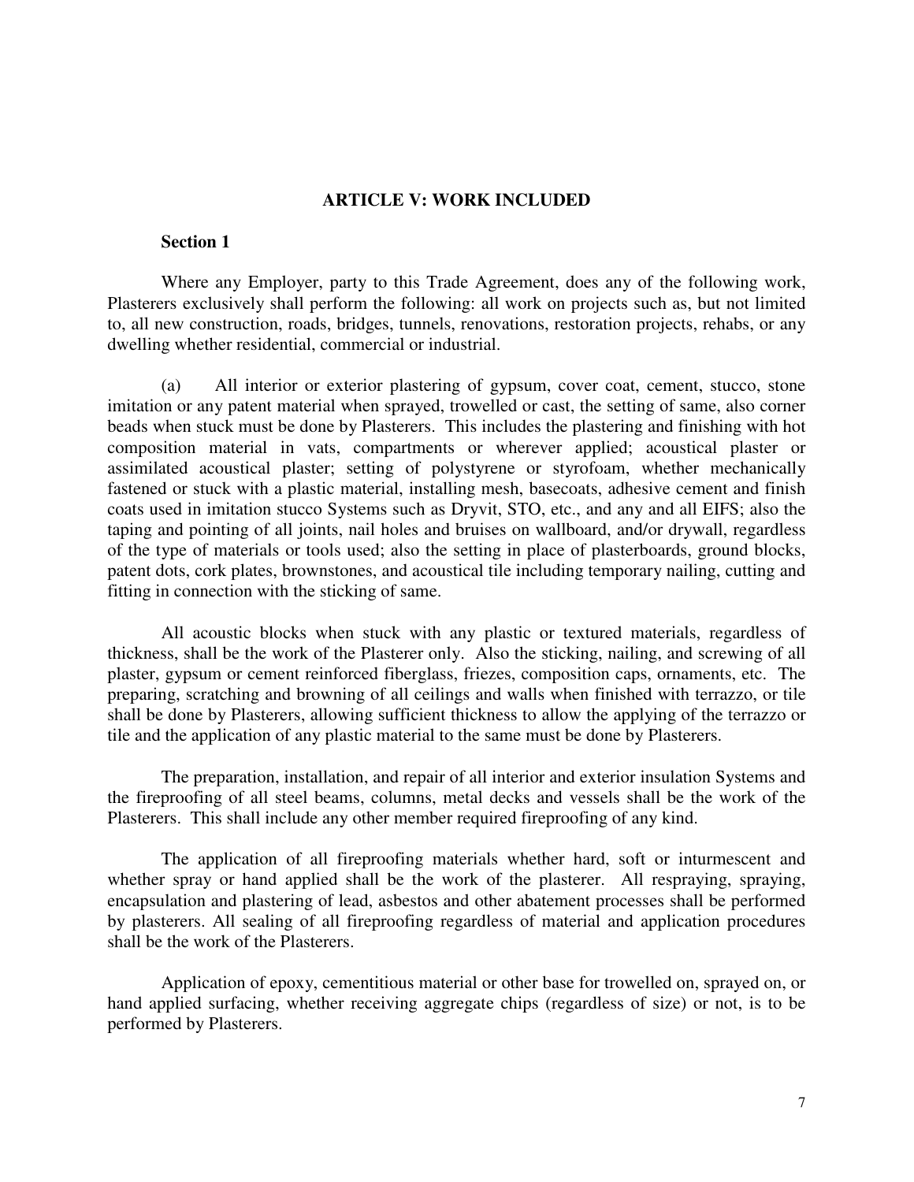## ARTICLE V: WORK INCLUDED

### Section 1

Where any Employer, party to this Trade Agreement, does any of the following work, Plasterers exclusively shall perform the following: all work on projects such as, but not limited to, all new construction, roads, bridges, tunnels, renovations, restoration projects, rehabs, or any dwelling whether residential, commercial or industrial.

(a) All interior or exterior plastering of gypsum, cover coat, cement, stucco, stone imitation or any patent material when sprayed, trowelled or cast, the setting of same, also corner beads when stuck must be done by Plasterers. This includes the plastering and finishing with hot composition material in vats, compartments or wherever applied; acoustical plaster or assimilated acoustical plaster; setting of polystyrene or styrofoam, whether mechanically fastened or stuck with a plastic material, installing mesh, basecoats, adhesive cement and finish coats used in imitation stucco Systems such as Dryvit, STO, etc., and any and all EIFS; also the taping and pointing of all joints, nail holes and bruises on wallboard, and/or drywall, regardless of the type of materials or tools used; also the setting in place of plasterboards, ground blocks, patent dots, cork plates, brownstones, and acoustical tile including temporary nailing, cutting and fitting in connection with the sticking of same.

All acoustic blocks when stuck with any plastic or textured materials, regardless of thickness, shall be the work of the Plasterer only. Also the sticking, nailing, and screwing of all plaster, gypsum or cement reinforced fiberglass, friezes, composition caps, ornaments, etc. The preparing, scratching and browning of all ceilings and walls when finished with terrazzo, or tile shall be done by Plasterers, allowing sufficient thickness to allow the applying of the terrazzo or tile and the application of any plastic material to the same must be done by Plasterers.

The preparation, installation, and repair of all interior and exterior insulation Systems and the fireproofing of all steel beams, columns, metal decks and vessels shall be the work of the Plasterers. This shall include any other member required fireproofing of any kind.

The application of all fireproofing materials whether hard, soft or inturmescent and whether spray or hand applied shall be the work of the plasterer. All respraying, spraying, encapsulation and plastering of lead, asbestos and other abatement processes shall be performed by plasterers. All sealing of all fireproofing regardless of material and application procedures shall be the work of the Plasterers.

Application of epoxy, cementitious material or other base for trowelled on, sprayed on, or hand applied surfacing, whether receiving aggregate chips (regardless of size) or not, is to be performed by Plasterers.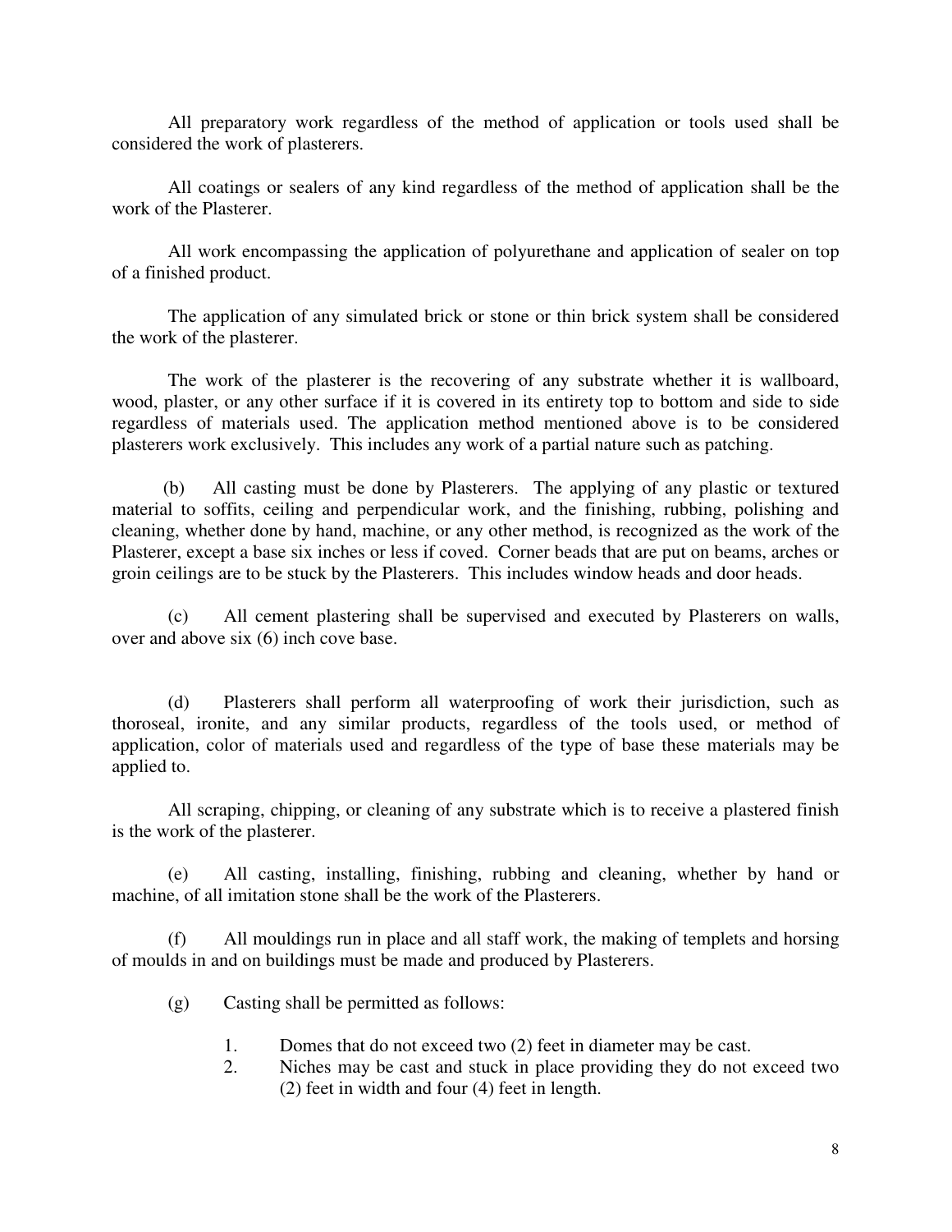All preparatory work regardless of the method of application or tools used shall be considered the work of plasterers.

All coatings or sealers of any kind regardless of the method of application shall be the work of the Plasterer.

All work encompassing the application of polyurethane and application of sealer on top of a finished product.

The application of any simulated brick or stone or thin brick system shall be considered the work of the plasterer.

The work of the plasterer is the recovering of any substrate whether it is wallboard, wood, plaster, or any other surface if it is covered in its entirety top to bottom and side to side regardless of materials used. The application method mentioned above is to be considered plasterers work exclusively. This includes any work of a partial nature such as patching.

(b) All casting must be done by Plasterers. The applying of any plastic or textured material to soffits, ceiling and perpendicular work, and the finishing, rubbing, polishing and cleaning, whether done by hand, machine, or any other method, is recognized as the work of the Plasterer, except a base six inches or less if coved. Corner beads that are put on beams, arches or groin ceilings are to be stuck by the Plasterers. This includes window heads and door heads.

(c) All cement plastering shall be supervised and executed by Plasterers on walls, over and above six (6) inch cove base.

(d) Plasterers shall perform all waterproofing of work their jurisdiction, such as thoroseal, ironite, and any similar products, regardless of the tools used, or method of application, color of materials used and regardless of the type of base these materials may be applied to.

All scraping, chipping, or cleaning of any substrate which is to receive a plastered finish is the work of the plasterer.

(e) All casting, installing, finishing, rubbing and cleaning, whether by hand or machine, of all imitation stone shall be the work of the Plasterers.

(f) All mouldings run in place and all staff work, the making of templets and horsing of moulds in and on buildings must be made and produced by Plasterers.

(g) Casting shall be permitted as follows:

1. Domes that do not exceed two (2) feet in diameter may be cast.
2. Niches may be cast and stuck in place providing they do not exceed two (2) feet in width and four (4) feet in length.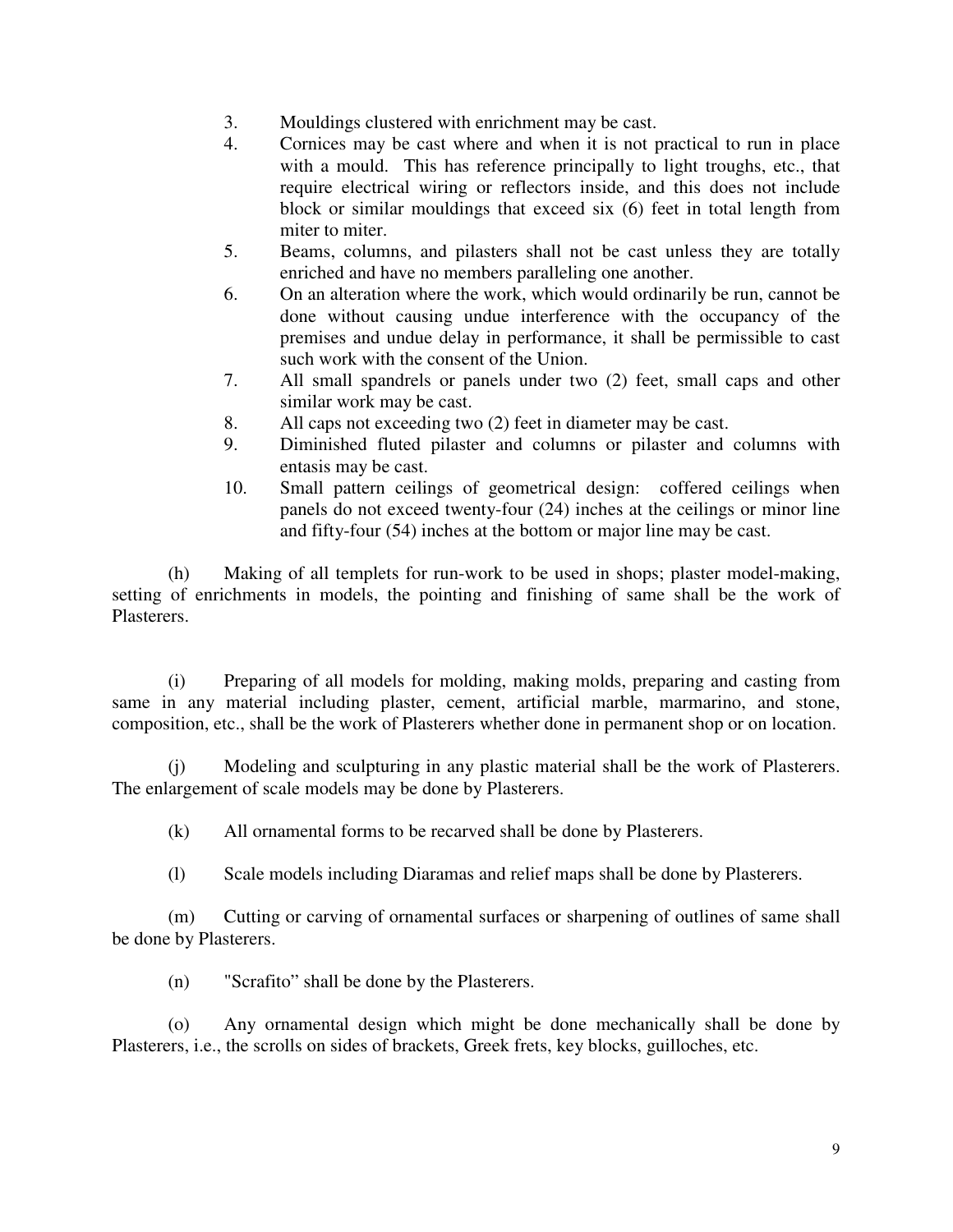3. Mouldings clustered with enrichment may be cast.
4. Cornices may be cast where and when it is not practical to run in place with a mould. This has reference principally to light troughs, etc., that require electrical wiring or reflectors inside, and this does not include block or similar mouldings that exceed six (6) feet in total length from miter to miter.
5. Beams, columns, and pilasters shall not be cast unless they are totally enriched and have no members paralleling one another.
6. On an alteration where the work, which would ordinarily be run, cannot be done without causing undue interference with the occupancy of the premises and undue delay in performance, it shall be permissible to cast such work with the consent of the Union.
7. All small spandrels or panels under two (2) feet, small caps and other similar work may be cast.
8. All caps not exceeding two (2) feet in diameter may be cast.
9. Diminished fluted pilaster and columns or pilaster and columns with entasis may be cast.
10. Small pattern ceilings of geometrical design: coffered ceilings when panels do not exceed twenty-four (24) inches at the ceilings or minor line and fifty-four (54) inches at the bottom or major line may be cast.

(h) Making of all templets for run-work to be used in shops; plaster model-making, setting of enrichments in models, the pointing and finishing of same shall be the work of Plasterers.

(i) Preparing of all models for molding, making molds, preparing and casting from same in any material including plaster, cement, artificial marble, marmarino, and stone, composition, etc., shall be the work of Plasterers whether done in permanent shop or on location.

(j) Modeling and sculpturing in any plastic material shall be the work of Plasterers. The enlargement of scale models may be done by Plasterers.

(k) All ornamental forms to be recarved shall be done by Plasterers.

(l) Scale models including Diaramas and relief maps shall be done by Plasterers.

(m) Cutting or carving of ornamental surfaces or sharpening of outlines of same shall be done by Plasterers.

(n) "Scrafito" shall be done by the Plasterers.

(o) Any ornamental design which might be done mechanically shall be done by Plasterers, i.e., the scrolls on sides of brackets, Greek frets, key blocks, guilloches, etc.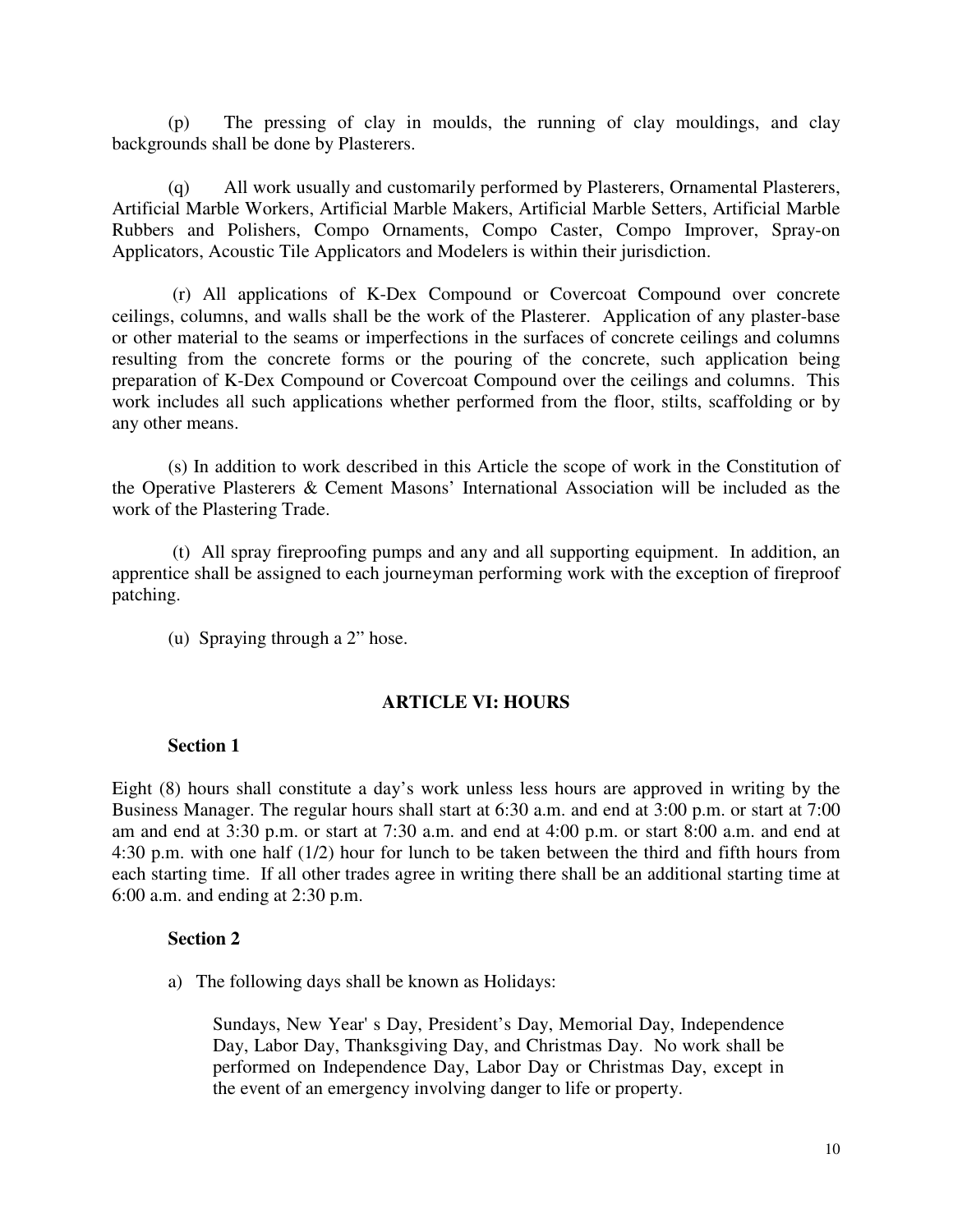(p) The pressing of clay in moulds, the running of clay mouldings, and clay backgrounds shall be done by Plasterers.

(q) All work usually and customarily performed by Plasterers, Ornamental Plasterers, Artificial Marble Workers, Artificial Marble Makers, Artificial Marble Setters, Artificial Marble Rubbers and Polishers, Compo Ornaments, Compo Caster, Compo Improver, Spray-on Applicators, Acoustic Tile Applicators and Modelers is within their jurisdiction.

(r) All applications of K-Dex Compound or Covercoat Compound over concrete ceilings, columns, and walls shall be the work of the Plasterer. Application of any plaster-base or other material to the seams or imperfections in the surfaces of concrete ceilings and columns resulting from the concrete forms or the pouring of the concrete, such application being preparation of K-Dex Compound or Covercoat Compound over the ceilings and columns. This work includes all such applications whether performed from the floor, stilts, scaffolding or by any other means.

(s) In addition to work described in this Article the scope of work in the Constitution of the Operative Plasterers & Cement Masons' International Association will be included as the work of the Plastering Trade.

(t) All spray fireproofing pumps and any and all supporting equipment. In addition, an apprentice shall be assigned to each journeyman performing work with the exception of fireproof patching.

(u) Spraying through a 2" hose.

## ARTICLE VI: HOURS

### Section 1

Eight (8) hours shall constitute a day's work unless less hours are approved in writing by the Business Manager. The regular hours shall start at 6:30 a.m. and end at 3:00 p.m. or start at 7:00 am and end at 3:30 p.m. or start at 7:30 a.m. and end at 4:00 p.m. or start 8:00 a.m. and end at 4:30 p.m. with one half (1/2) hour for lunch to be taken between the third and fifth hours from each starting time. If all other trades agree in writing there shall be an additional starting time at 6:00 a.m. and ending at 2:30 p.m.

### Section 2

a) The following days shall be known as Holidays:

> Sundays, New Year' s Day, President's Day, Memorial Day, Independence Day, Labor Day, Thanksgiving Day, and Christmas Day. No work shall be performed on Independence Day, Labor Day or Christmas Day, except in the event of an emergency involving danger to life or property.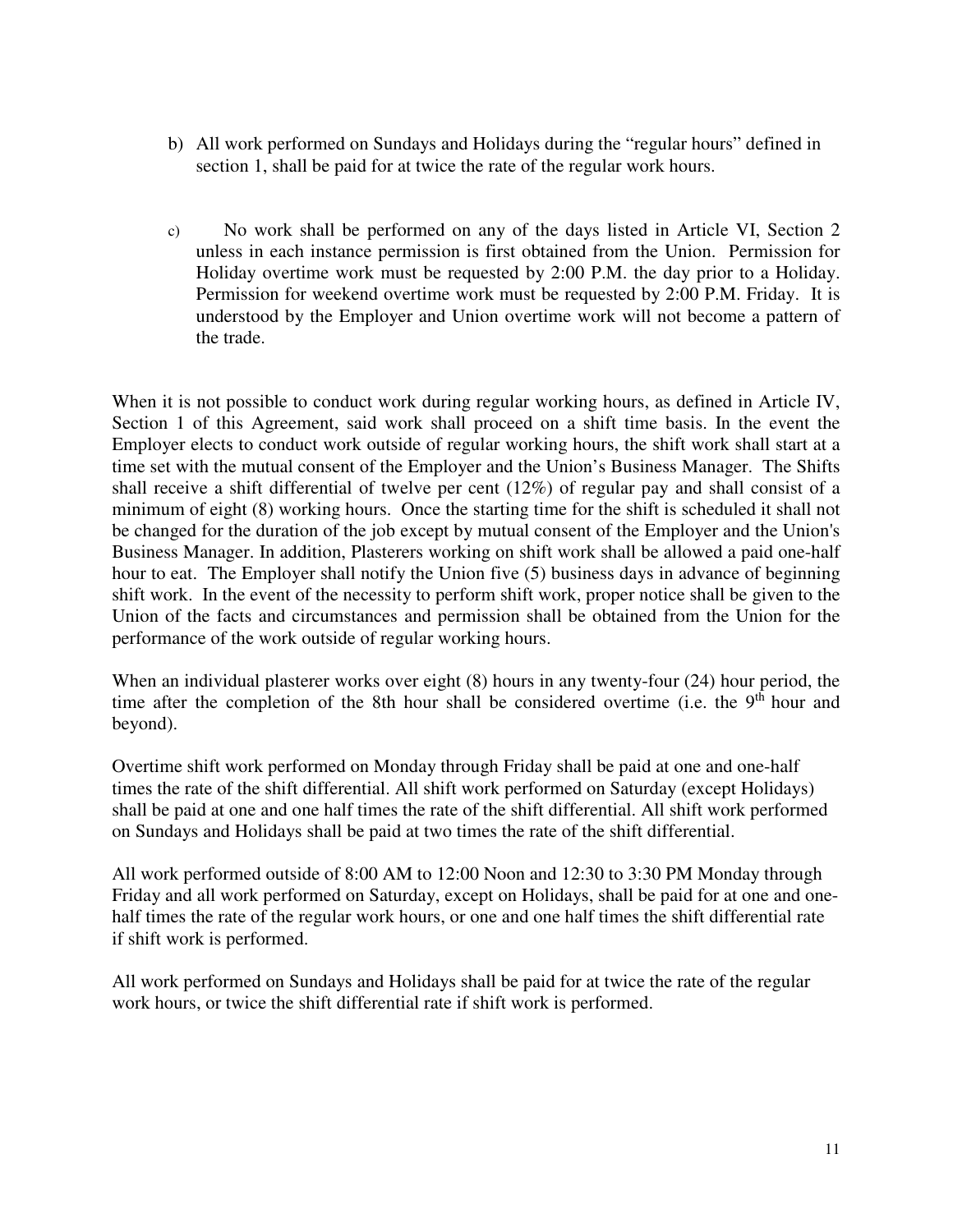b) All work performed on Sundays and Holidays during the "regular hours" defined in section 1, shall be paid for at twice the rate of the regular work hours.

c) No work shall be performed on any of the days listed in Article VI, Section 2 unless in each instance permission is first obtained from the Union. Permission for Holiday overtime work must be requested by 2:00 P.M. the day prior to a Holiday. Permission for weekend overtime work must be requested by 2:00 P.M. Friday. It is understood by the Employer and Union overtime work will not become a pattern of the trade.

When it is not possible to conduct work during regular working hours, as defined in Article IV, Section 1 of this Agreement, said work shall proceed on a shift time basis. In the event the Employer elects to conduct work outside of regular working hours, the shift work shall start at a time set with the mutual consent of the Employer and the Union's Business Manager. The Shifts shall receive a shift differential of twelve per cent (12%) of regular pay and shall consist of a minimum of eight (8) working hours. Once the starting time for the shift is scheduled it shall not be changed for the duration of the job except by mutual consent of the Employer and the Union's Business Manager. In addition, Plasterers working on shift work shall be allowed a paid one-half hour to eat. The Employer shall notify the Union five (5) business days in advance of beginning shift work. In the event of the necessity to perform shift work, proper notice shall be given to the Union of the facts and circumstances and permission shall be obtained from the Union for the performance of the work outside of regular working hours.

When an individual plasterer works over eight (8) hours in any twenty-four (24) hour period, the time after the completion of the 8th hour shall be considered overtime (i.e. the 9th hour and beyond).

Overtime shift work performed on Monday through Friday shall be paid at one and one-half times the rate of the shift differential. All shift work performed on Saturday (except Holidays) shall be paid at one and one half times the rate of the shift differential. All shift work performed on Sundays and Holidays shall be paid at two times the rate of the shift differential.

All work performed outside of 8:00 AM to 12:00 Noon and 12:30 to 3:30 PM Monday through Friday and all work performed on Saturday, except on Holidays, shall be paid for at one and one-half times the rate of the regular work hours, or one and one half times the shift differential rate if shift work is performed.

All work performed on Sundays and Holidays shall be paid for at twice the rate of the regular work hours, or twice the shift differential rate if shift work is performed.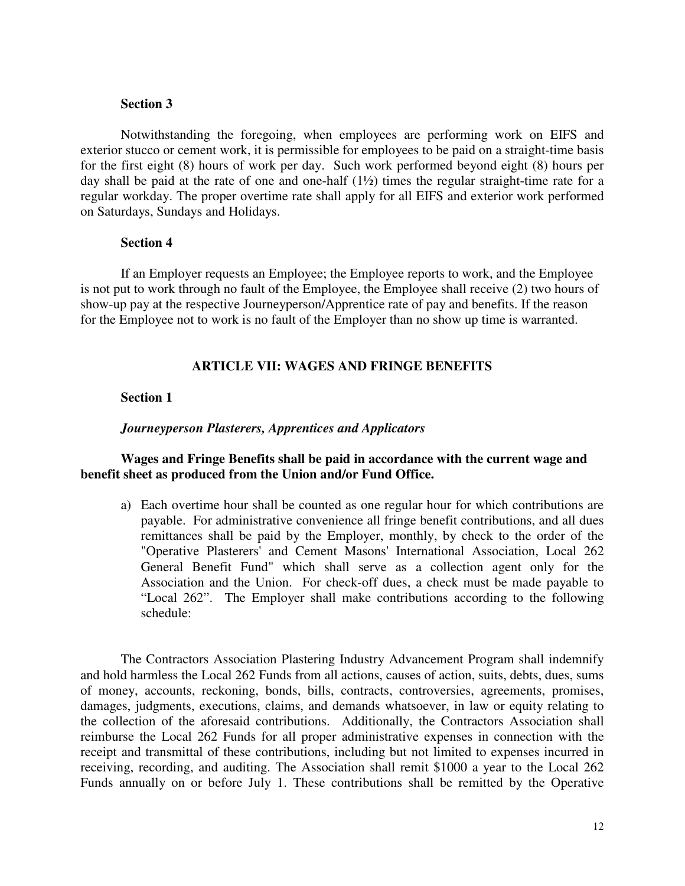**Section 3**

Notwithstanding the foregoing, when employees are performing work on EIFS and exterior stucco or cement work, it is permissible for employees to be paid on a straight-time basis for the first eight (8) hours of work per day. Such work performed beyond eight (8) hours per day shall be paid at the rate of one and one-half (1½) times the regular straight-time rate for a regular workday. The proper overtime rate shall apply for all EIFS and exterior work performed on Saturdays, Sundays and Holidays.

**Section 4**

If an Employer requests an Employee; the Employee reports to work, and the Employee is not put to work through no fault of the Employee, the Employee shall receive (2) two hours of show-up pay at the respective Journeyperson/Apprentice rate of pay and benefits. If the reason for the Employee not to work is no fault of the Employer than no show up time is warranted.

## ARTICLE VII: WAGES AND FRINGE BENEFITS

**Section 1**

***Journeyperson Plasterers, Apprentices and Applicators***

**Wages and Fringe Benefits shall be paid in accordance with the current wage and benefit sheet as produced from the Union and/or Fund Office.**

a) Each overtime hour shall be counted as one regular hour for which contributions are payable. For administrative convenience all fringe benefit contributions, and all dues remittances shall be paid by the Employer, monthly, by check to the order of the "Operative Plasterers' and Cement Masons' International Association, Local 262 General Benefit Fund" which shall serve as a collection agent only for the Association and the Union. For check-off dues, a check must be made payable to "Local 262". The Employer shall make contributions according to the following schedule:

The Contractors Association Plastering Industry Advancement Program shall indemnify and hold harmless the Local 262 Funds from all actions, causes of action, suits, debts, dues, sums of money, accounts, reckoning, bonds, bills, contracts, controversies, agreements, promises, damages, judgments, executions, claims, and demands whatsoever, in law or equity relating to the collection of the aforesaid contributions. Additionally, the Contractors Association shall reimburse the Local 262 Funds for all proper administrative expenses in connection with the receipt and transmittal of these contributions, including but not limited to expenses incurred in receiving, recording, and auditing. The Association shall remit $1000 a year to the Local 262 Funds annually on or before July 1. These contributions shall be remitted by the Operative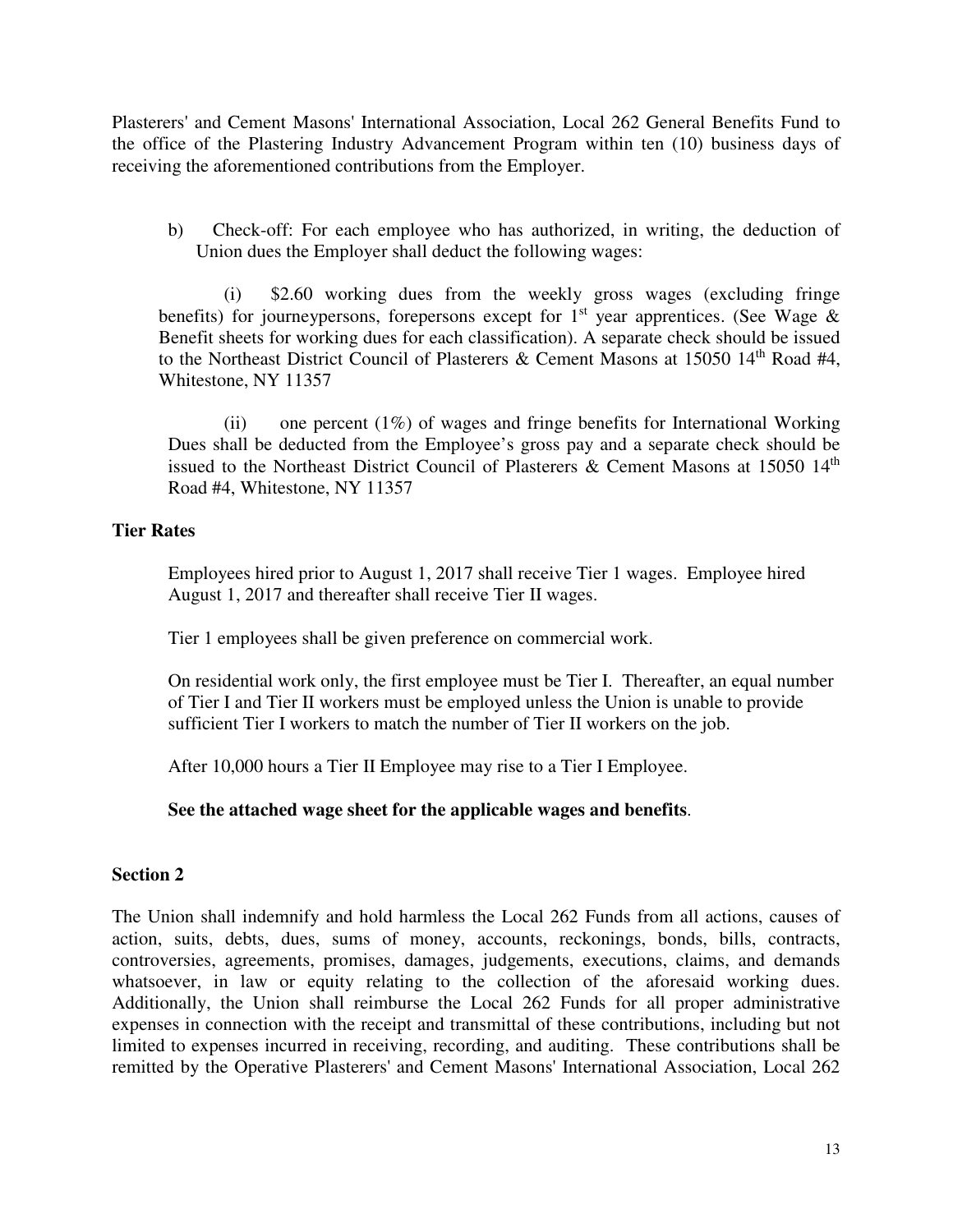Plasterers' and Cement Masons' International Association, Local 262 General Benefits Fund to the office of the Plastering Industry Advancement Program within ten (10) business days of receiving the aforementioned contributions from the Employer.

b) Check-off: For each employee who has authorized, in writing, the deduction of Union dues the Employer shall deduct the following wages:

(i) $2.60 working dues from the weekly gross wages (excluding fringe benefits) for journeypersons, forepersons except for 1st year apprentices. (See Wage & Benefit sheets for working dues for each classification). A separate check should be issued to the Northeast District Council of Plasterers & Cement Masons at 15050 14th Road #4, Whitestone, NY 11357

(ii) one percent (1%) of wages and fringe benefits for International Working Dues shall be deducted from the Employee's gross pay and a separate check should be issued to the Northeast District Council of Plasterers & Cement Masons at 15050 14th Road #4, Whitestone, NY 11357

### Tier Rates

Employees hired prior to August 1, 2017 shall receive Tier 1 wages. Employee hired August 1, 2017 and thereafter shall receive Tier II wages.

Tier 1 employees shall be given preference on commercial work.

On residential work only, the first employee must be Tier I. Thereafter, an equal number of Tier I and Tier II workers must be employed unless the Union is unable to provide sufficient Tier I workers to match the number of Tier II workers on the job.

After 10,000 hours a Tier II Employee may rise to a Tier I Employee.

**See the attached wage sheet for the applicable wages and benefits**.

### Section 2

The Union shall indemnify and hold harmless the Local 262 Funds from all actions, causes of action, suits, debts, dues, sums of money, accounts, reckonings, bonds, bills, contracts, controversies, agreements, promises, damages, judgements, executions, claims, and demands whatsoever, in law or equity relating to the collection of the aforesaid working dues. Additionally, the Union shall reimburse the Local 262 Funds for all proper administrative expenses in connection with the receipt and transmittal of these contributions, including but not limited to expenses incurred in receiving, recording, and auditing. These contributions shall be remitted by the Operative Plasterers' and Cement Masons' International Association, Local 262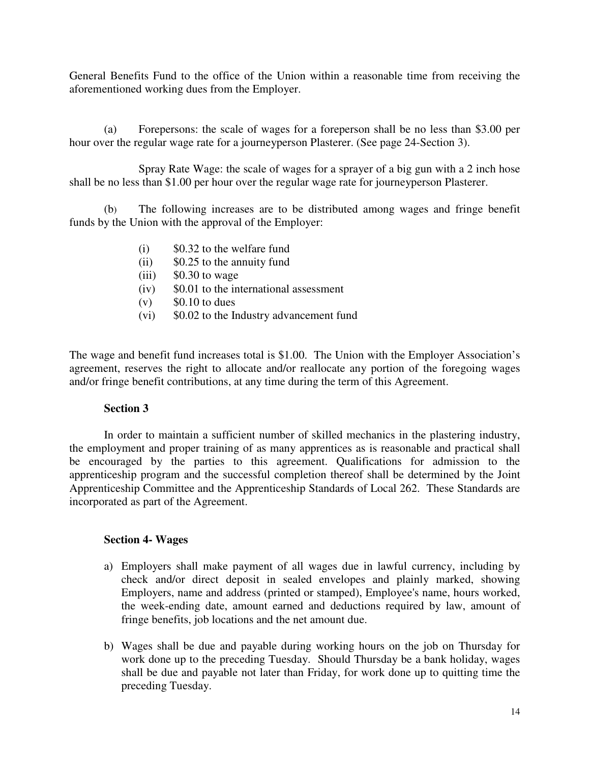General Benefits Fund to the office of the Union within a reasonable time from receiving the aforementioned working dues from the Employer.

(a) Forepersons: the scale of wages for a foreperson shall be no less than $3.00 per hour over the regular wage rate for a journeyperson Plasterer. (See page 24-Section 3).

Spray Rate Wage: the scale of wages for a sprayer of a big gun with a 2 inch hose shall be no less than $1.00 per hour over the regular wage rate for journeyperson Plasterer.

(b) The following increases are to be distributed among wages and fringe benefit funds by the Union with the approval of the Employer:

- (i) $0.32 to the welfare fund
- (ii) $0.25 to the annuity fund
- (iii) $0.30 to wage
- (iv) $0.01 to the international assessment
- (v) $0.10 to dues
- (vi) $0.02 to the Industry advancement fund

The wage and benefit fund increases total is $1.00. The Union with the Employer Association's agreement, reserves the right to allocate and/or reallocate any portion of the foregoing wages and/or fringe benefit contributions, at any time during the term of this Agreement.

**Section 3**

In order to maintain a sufficient number of skilled mechanics in the plastering industry, the employment and proper training of as many apprentices as is reasonable and practical shall be encouraged by the parties to this agreement. Qualifications for admission to the apprenticeship program and the successful completion thereof shall be determined by the Joint Apprenticeship Committee and the Apprenticeship Standards of Local 262. These Standards are incorporated as part of the Agreement.

**Section 4- Wages**

a) Employers shall make payment of all wages due in lawful currency, including by check and/or direct deposit in sealed envelopes and plainly marked, showing Employers, name and address (printed or stamped), Employee's name, hours worked, the week-ending date, amount earned and deductions required by law, amount of fringe benefits, job locations and the net amount due.

b) Wages shall be due and payable during working hours on the job on Thursday for work done up to the preceding Tuesday. Should Thursday be a bank holiday, wages shall be due and payable not later than Friday, for work done up to quitting time the preceding Tuesday.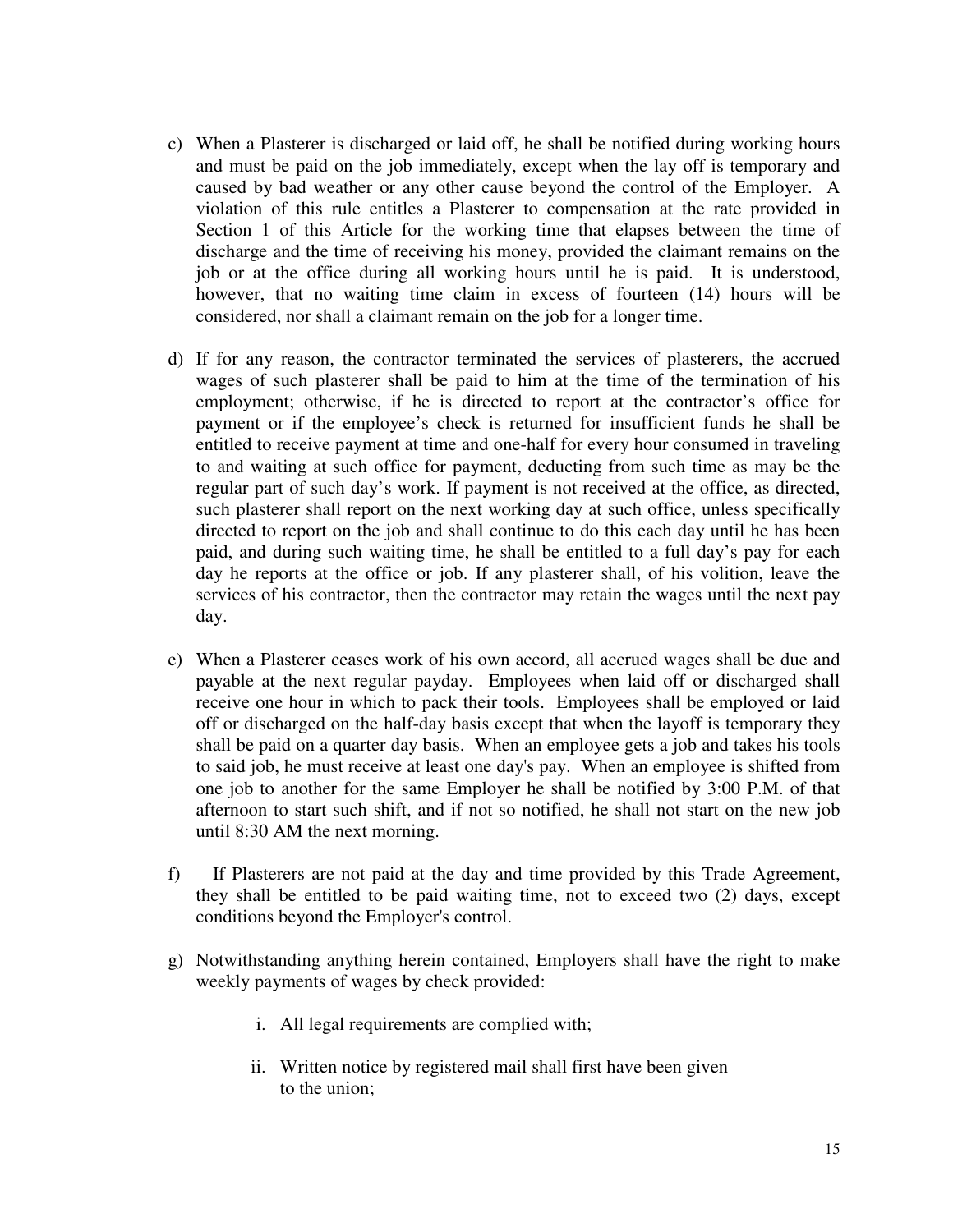c) When a Plasterer is discharged or laid off, he shall be notified during working hours and must be paid on the job immediately, except when the lay off is temporary and caused by bad weather or any other cause beyond the control of the Employer. A violation of this rule entitles a Plasterer to compensation at the rate provided in Section 1 of this Article for the working time that elapses between the time of discharge and the time of receiving his money, provided the claimant remains on the job or at the office during all working hours until he is paid. It is understood, however, that no waiting time claim in excess of fourteen (14) hours will be considered, nor shall a claimant remain on the job for a longer time.

d) If for any reason, the contractor terminated the services of plasterers, the accrued wages of such plasterer shall be paid to him at the time of the termination of his employment; otherwise, if he is directed to report at the contractor's office for payment or if the employee's check is returned for insufficient funds he shall be entitled to receive payment at time and one-half for every hour consumed in traveling to and waiting at such office for payment, deducting from such time as may be the regular part of such day's work. If payment is not received at the office, as directed, such plasterer shall report on the next working day at such office, unless specifically directed to report on the job and shall continue to do this each day until he has been paid, and during such waiting time, he shall be entitled to a full day's pay for each day he reports at the office or job. If any plasterer shall, of his volition, leave the services of his contractor, then the contractor may retain the wages until the next pay day.

e) When a Plasterer ceases work of his own accord, all accrued wages shall be due and payable at the next regular payday. Employees when laid off or discharged shall receive one hour in which to pack their tools. Employees shall be employed or laid off or discharged on the half-day basis except that when the layoff is temporary they shall be paid on a quarter day basis. When an employee gets a job and takes his tools to said job, he must receive at least one day's pay. When an employee is shifted from one job to another for the same Employer he shall be notified by 3:00 P.M. of that afternoon to start such shift, and if not so notified, he shall not start on the new job until 8:30 AM the next morning.

f) If Plasterers are not paid at the day and time provided by this Trade Agreement, they shall be entitled to be paid waiting time, not to exceed two (2) days, except conditions beyond the Employer's control.

g) Notwithstanding anything herein contained, Employers shall have the right to make weekly payments of wages by check provided:

   i. All legal requirements are complied with;

   ii. Written notice by registered mail shall first have been given to the union;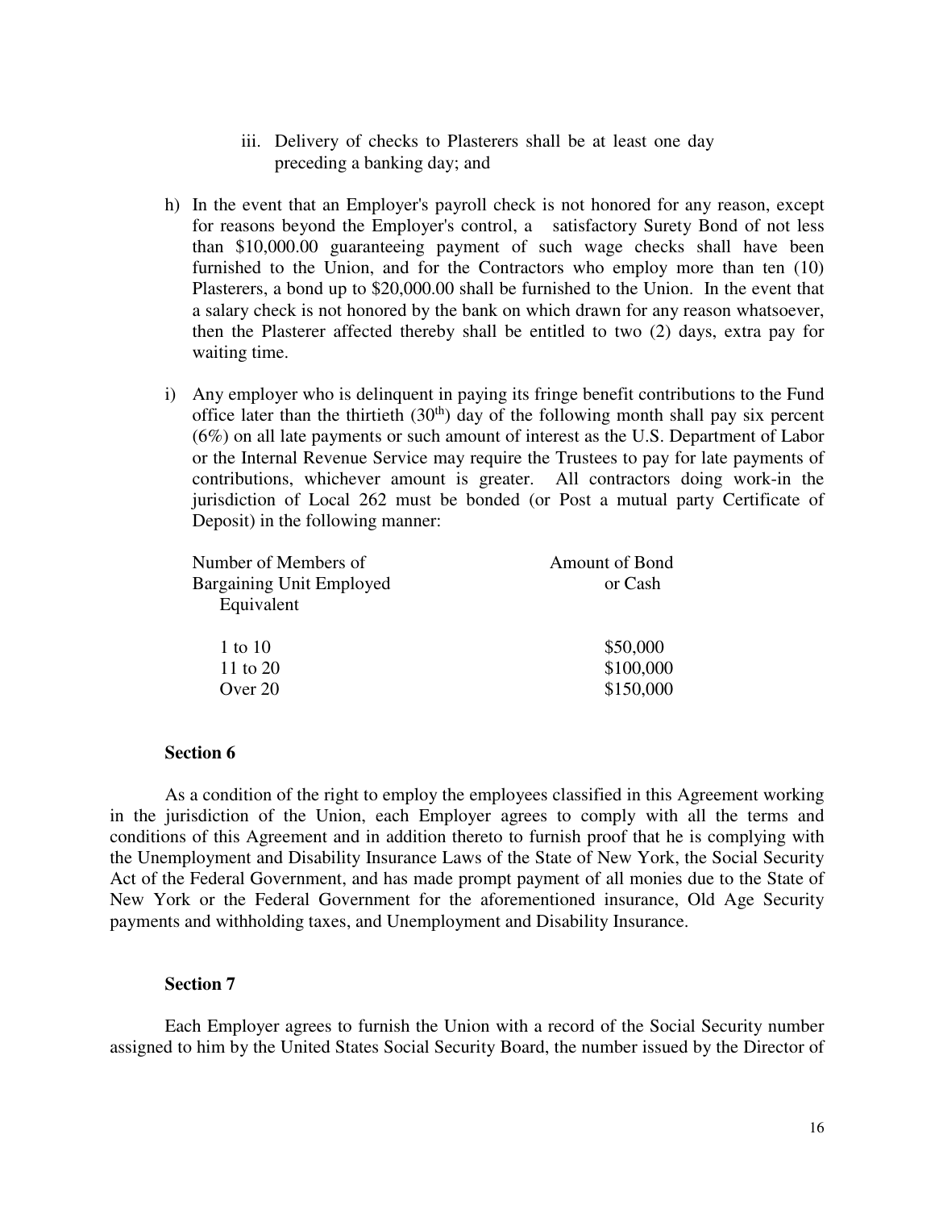iii. Delivery of checks to Plasterers shall be at least one day preceding a banking day; and

h) In the event that an Employer's payroll check is not honored for any reason, except for reasons beyond the Employer's control, a satisfactory Surety Bond of not less than \$10,000.00 guaranteeing payment of such wage checks shall have been furnished to the Union, and for the Contractors who employ more than ten (10) Plasterers, a bond up to \$20,000.00 shall be furnished to the Union. In the event that a salary check is not honored by the bank on which drawn for any reason whatsoever, then the Plasterer affected thereby shall be entitled to two (2) days, extra pay for waiting time.

i) Any employer who is delinquent in paying its fringe benefit contributions to the Fund office later than the thirtieth (30th) day of the following month shall pay six percent (6%) on all late payments or such amount of interest as the U.S. Department of Labor or the Internal Revenue Service may require the Trustees to pay for late payments of contributions, whichever amount is greater. All contractors doing work-in the jurisdiction of Local 262 must be bonded (or Post a mutual party Certificate of Deposit) in the following manner:

| Number of Members of Bargaining Unit Employed Equivalent | Amount of Bond or Cash |
|---|---|
| 1 to 10 | \$50,000 |
| 11 to 20 | \$100,000 |
| Over 20 | \$150,000 |

**Section 6**

As a condition of the right to employ the employees classified in this Agreement working in the jurisdiction of the Union, each Employer agrees to comply with all the terms and conditions of this Agreement and in addition thereto to furnish proof that he is complying with the Unemployment and Disability Insurance Laws of the State of New York, the Social Security Act of the Federal Government, and has made prompt payment of all monies due to the State of New York or the Federal Government for the aforementioned insurance, Old Age Security payments and withholding taxes, and Unemployment and Disability Insurance.

**Section 7**

Each Employer agrees to furnish the Union with a record of the Social Security number assigned to him by the United States Social Security Board, the number issued by the Director of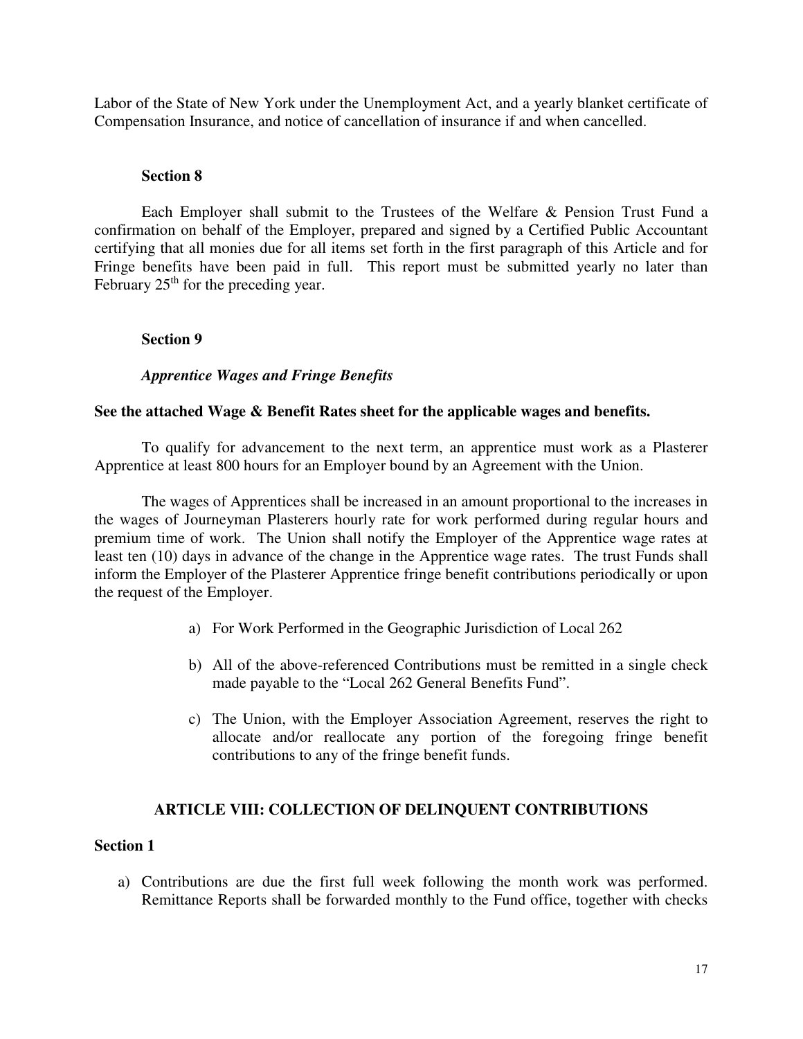Labor of the State of New York under the Unemployment Act, and a yearly blanket certificate of Compensation Insurance, and notice of cancellation of insurance if and when cancelled.

**Section 8**

Each Employer shall submit to the Trustees of the Welfare & Pension Trust Fund a confirmation on behalf of the Employer, prepared and signed by a Certified Public Accountant certifying that all monies due for all items set forth in the first paragraph of this Article and for Fringe benefits have been paid in full. This report must be submitted yearly no later than February 25th for the preceding year.

**Section 9**

***Apprentice Wages and Fringe Benefits***

**See the attached Wage & Benefit Rates sheet for the applicable wages and benefits.**

To qualify for advancement to the next term, an apprentice must work as a Plasterer Apprentice at least 800 hours for an Employer bound by an Agreement with the Union.

The wages of Apprentices shall be increased in an amount proportional to the increases in the wages of Journeyman Plasterers hourly rate for work performed during regular hours and premium time of work. The Union shall notify the Employer of the Apprentice wage rates at least ten (10) days in advance of the change in the Apprentice wage rates. The trust Funds shall inform the Employer of the Plasterer Apprentice fringe benefit contributions periodically or upon the request of the Employer.

a) For Work Performed in the Geographic Jurisdiction of Local 262

b) All of the above-referenced Contributions must be remitted in a single check made payable to the "Local 262 General Benefits Fund".

c) The Union, with the Employer Association Agreement, reserves the right to allocate and/or reallocate any portion of the foregoing fringe benefit contributions to any of the fringe benefit funds.

## ARTICLE VIII: COLLECTION OF DELINQUENT CONTRIBUTIONS

**Section 1**

a) Contributions are due the first full week following the month work was performed. Remittance Reports shall be forwarded monthly to the Fund office, together with checks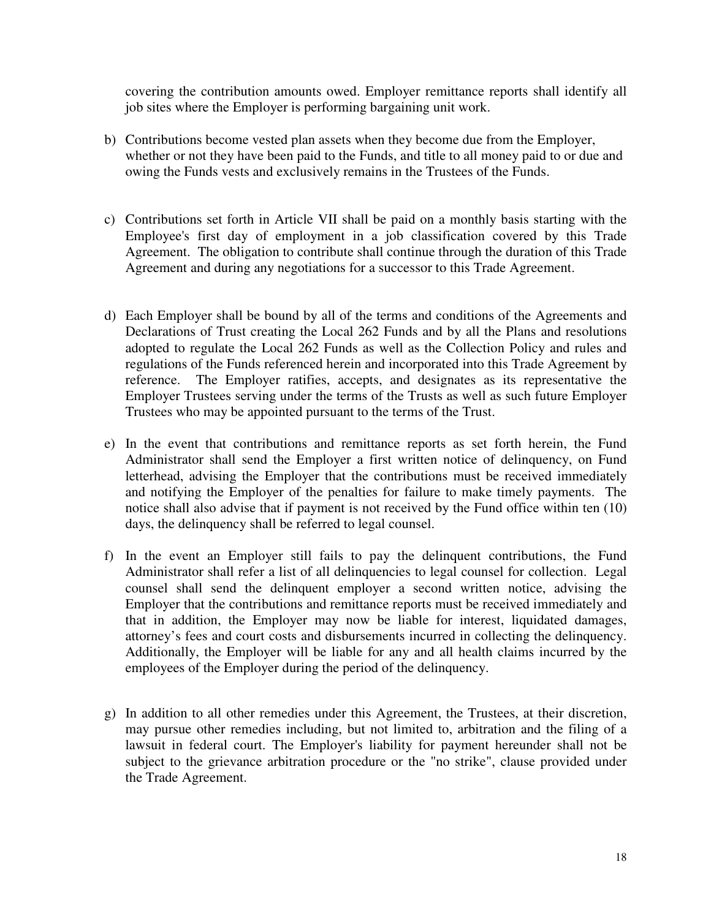covering the contribution amounts owed. Employer remittance reports shall identify all job sites where the Employer is performing bargaining unit work.

b) Contributions become vested plan assets when they become due from the Employer, whether or not they have been paid to the Funds, and title to all money paid to or due and owing the Funds vests and exclusively remains in the Trustees of the Funds.

c) Contributions set forth in Article VII shall be paid on a monthly basis starting with the Employee's first day of employment in a job classification covered by this Trade Agreement. The obligation to contribute shall continue through the duration of this Trade Agreement and during any negotiations for a successor to this Trade Agreement.

d) Each Employer shall be bound by all of the terms and conditions of the Agreements and Declarations of Trust creating the Local 262 Funds and by all the Plans and resolutions adopted to regulate the Local 262 Funds as well as the Collection Policy and rules and regulations of the Funds referenced herein and incorporated into this Trade Agreement by reference. The Employer ratifies, accepts, and designates as its representative the Employer Trustees serving under the terms of the Trusts as well as such future Employer Trustees who may be appointed pursuant to the terms of the Trust.

e) In the event that contributions and remittance reports as set forth herein, the Fund Administrator shall send the Employer a first written notice of delinquency, on Fund letterhead, advising the Employer that the contributions must be received immediately and notifying the Employer of the penalties for failure to make timely payments. The notice shall also advise that if payment is not received by the Fund office within ten (10) days, the delinquency shall be referred to legal counsel.

f) In the event an Employer still fails to pay the delinquent contributions, the Fund Administrator shall refer a list of all delinquencies to legal counsel for collection. Legal counsel shall send the delinquent employer a second written notice, advising the Employer that the contributions and remittance reports must be received immediately and that in addition, the Employer may now be liable for interest, liquidated damages, attorney's fees and court costs and disbursements incurred in collecting the delinquency. Additionally, the Employer will be liable for any and all health claims incurred by the employees of the Employer during the period of the delinquency.

g) In addition to all other remedies under this Agreement, the Trustees, at their discretion, may pursue other remedies including, but not limited to, arbitration and the filing of a lawsuit in federal court. The Employer's liability for payment hereunder shall not be subject to the grievance arbitration procedure or the "no strike", clause provided under the Trade Agreement.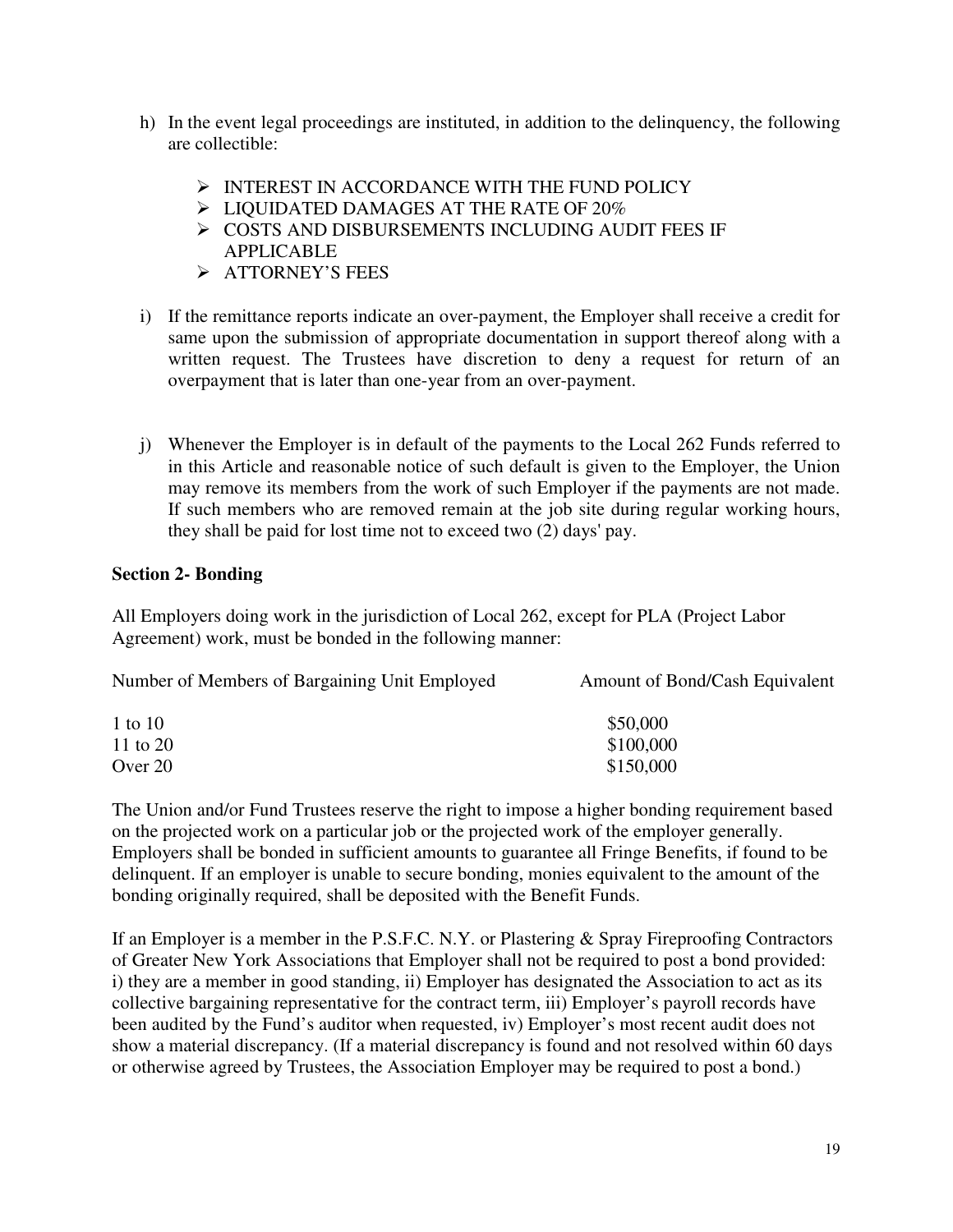h) In the event legal proceedings are instituted, in addition to the delinquency, the following are collectible:

   - INTEREST IN ACCORDANCE WITH THE FUND POLICY
   - LIQUIDATED DAMAGES AT THE RATE OF 20%
   - COSTS AND DISBURSEMENTS INCLUDING AUDIT FEES IF APPLICABLE
   - ATTORNEY'S FEES

i) If the remittance reports indicate an over-payment, the Employer shall receive a credit for same upon the submission of appropriate documentation in support thereof along with a written request. The Trustees have discretion to deny a request for return of an overpayment that is later than one-year from an over-payment.

j) Whenever the Employer is in default of the payments to the Local 262 Funds referred to in this Article and reasonable notice of such default is given to the Employer, the Union may remove its members from the work of such Employer if the payments are not made. If such members who are removed remain at the job site during regular working hours, they shall be paid for lost time not to exceed two (2) days' pay.

**Section 2- Bonding**

All Employers doing work in the jurisdiction of Local 262, except for PLA (Project Labor Agreement) work, must be bonded in the following manner:

| Number of Members of Bargaining Unit Employed | Amount of Bond/Cash Equivalent |
|---|---|
| 1 to 10 | $50,000 |
| 11 to 20 | $100,000 |
| Over 20 | $150,000 |

The Union and/or Fund Trustees reserve the right to impose a higher bonding requirement based on the projected work on a particular job or the projected work of the employer generally. Employers shall be bonded in sufficient amounts to guarantee all Fringe Benefits, if found to be delinquent. If an employer is unable to secure bonding, monies equivalent to the amount of the bonding originally required, shall be deposited with the Benefit Funds.

If an Employer is a member in the P.S.F.C. N.Y. or Plastering & Spray Fireproofing Contractors of Greater New York Associations that Employer shall not be required to post a bond provided: i) they are a member in good standing, ii) Employer has designated the Association to act as its collective bargaining representative for the contract term, iii) Employer's payroll records have been audited by the Fund's auditor when requested, iv) Employer's most recent audit does not show a material discrepancy. (If a material discrepancy is found and not resolved within 60 days or otherwise agreed by Trustees, the Association Employer may be required to post a bond.)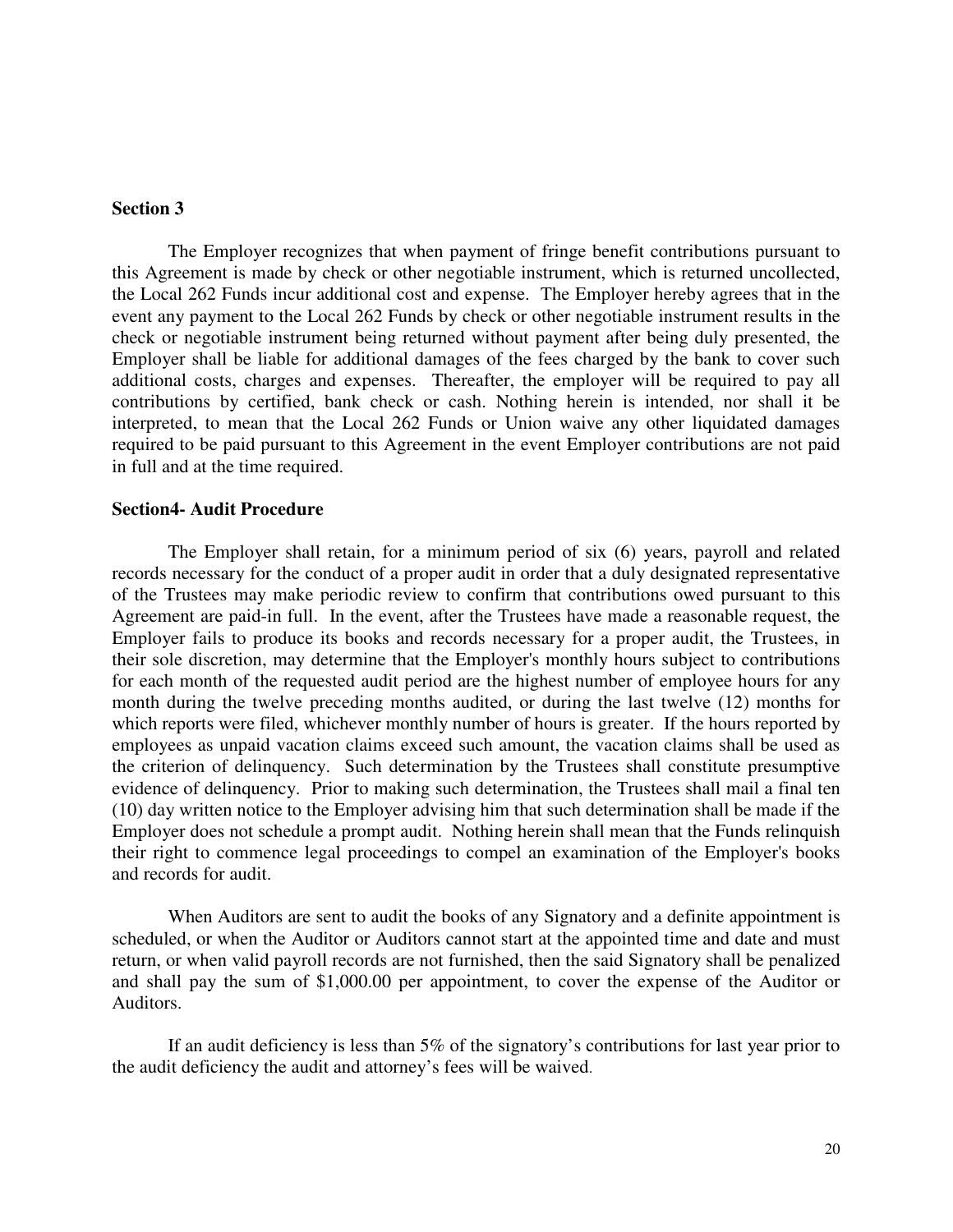**Section 3**

The Employer recognizes that when payment of fringe benefit contributions pursuant to this Agreement is made by check or other negotiable instrument, which is returned uncollected, the Local 262 Funds incur additional cost and expense. The Employer hereby agrees that in the event any payment to the Local 262 Funds by check or other negotiable instrument results in the check or negotiable instrument being returned without payment after being duly presented, the Employer shall be liable for additional damages of the fees charged by the bank to cover such additional costs, charges and expenses. Thereafter, the employer will be required to pay all contributions by certified, bank check or cash. Nothing herein is intended, nor shall it be interpreted, to mean that the Local 262 Funds or Union waive any other liquidated damages required to be paid pursuant to this Agreement in the event Employer contributions are not paid in full and at the time required.

**Section4- Audit Procedure**

The Employer shall retain, for a minimum period of six (6) years, payroll and related records necessary for the conduct of a proper audit in order that a duly designated representative of the Trustees may make periodic review to confirm that contributions owed pursuant to this Agreement are paid-in full. In the event, after the Trustees have made a reasonable request, the Employer fails to produce its books and records necessary for a proper audit, the Trustees, in their sole discretion, may determine that the Employer's monthly hours subject to contributions for each month of the requested audit period are the highest number of employee hours for any month during the twelve preceding months audited, or during the last twelve (12) months for which reports were filed, whichever monthly number of hours is greater. If the hours reported by employees as unpaid vacation claims exceed such amount, the vacation claims shall be used as the criterion of delinquency. Such determination by the Trustees shall constitute presumptive evidence of delinquency. Prior to making such determination, the Trustees shall mail a final ten (10) day written notice to the Employer advising him that such determination shall be made if the Employer does not schedule a prompt audit. Nothing herein shall mean that the Funds relinquish their right to commence legal proceedings to compel an examination of the Employer's books and records for audit.

When Auditors are sent to audit the books of any Signatory and a definite appointment is scheduled, or when the Auditor or Auditors cannot start at the appointed time and date and must return, or when valid payroll records are not furnished, then the said Signatory shall be penalized and shall pay the sum of $1,000.00 per appointment, to cover the expense of the Auditor or Auditors.

If an audit deficiency is less than 5% of the signatory's contributions for last year prior to the audit deficiency the audit and attorney's fees will be waived.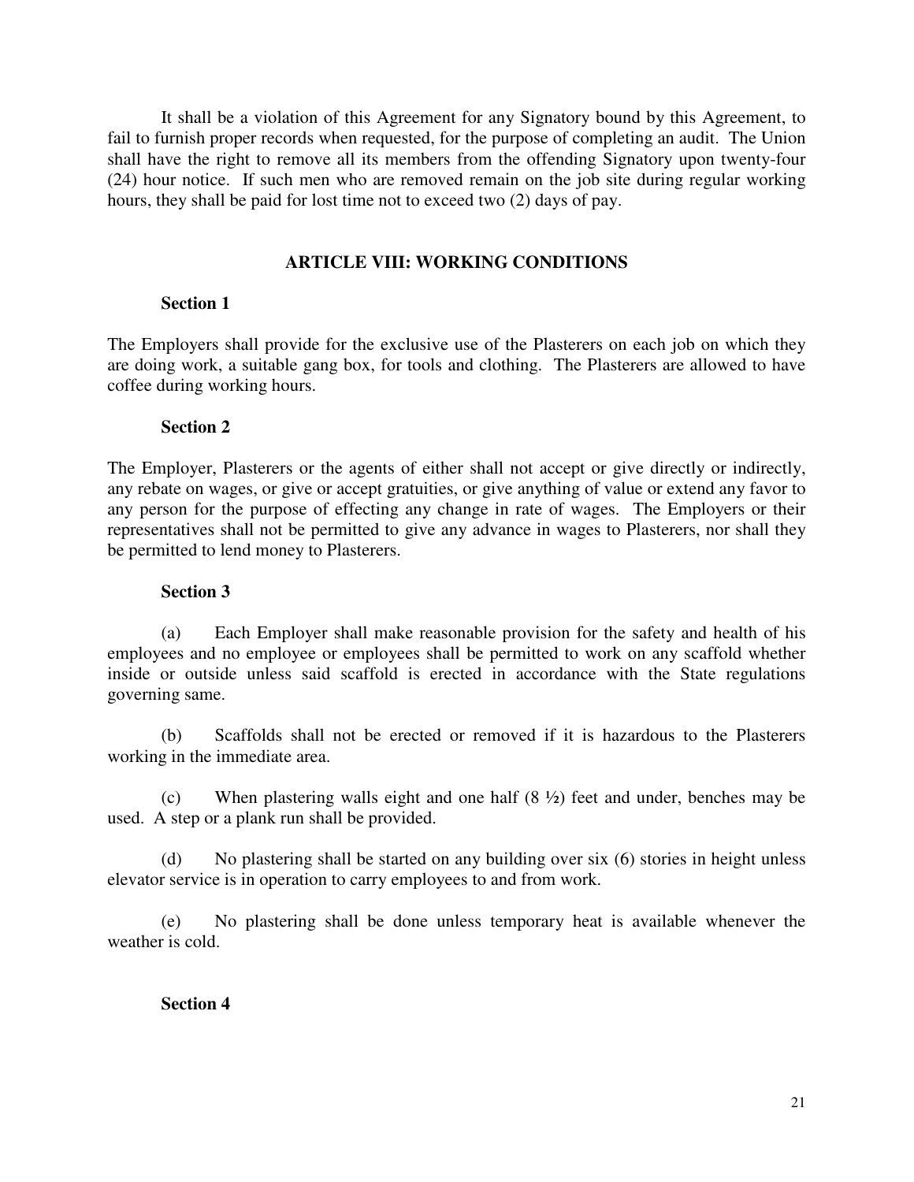It shall be a violation of this Agreement for any Signatory bound by this Agreement, to fail to furnish proper records when requested, for the purpose of completing an audit. The Union shall have the right to remove all its members from the offending Signatory upon twenty-four (24) hour notice. If such men who are removed remain on the job site during regular working hours, they shall be paid for lost time not to exceed two (2) days of pay.

## ARTICLE VIII: WORKING CONDITIONS

**Section 1**

The Employers shall provide for the exclusive use of the Plasterers on each job on which they are doing work, a suitable gang box, for tools and clothing. The Plasterers are allowed to have coffee during working hours.

**Section 2**

The Employer, Plasterers or the agents of either shall not accept or give directly or indirectly, any rebate on wages, or give or accept gratuities, or give anything of value or extend any favor to any person for the purpose of effecting any change in rate of wages. The Employers or their representatives shall not be permitted to give any advance in wages to Plasterers, nor shall they be permitted to lend money to Plasterers.

**Section 3**

(a) Each Employer shall make reasonable provision for the safety and health of his employees and no employee or employees shall be permitted to work on any scaffold whether inside or outside unless said scaffold is erected in accordance with the State regulations governing same.

(b) Scaffolds shall not be erected or removed if it is hazardous to the Plasterers working in the immediate area.

(c) When plastering walls eight and one half (8 ½) feet and under, benches may be used. A step or a plank run shall be provided.

(d) No plastering shall be started on any building over six (6) stories in height unless elevator service is in operation to carry employees to and from work.

(e) No plastering shall be done unless temporary heat is available whenever the weather is cold.

**Section 4**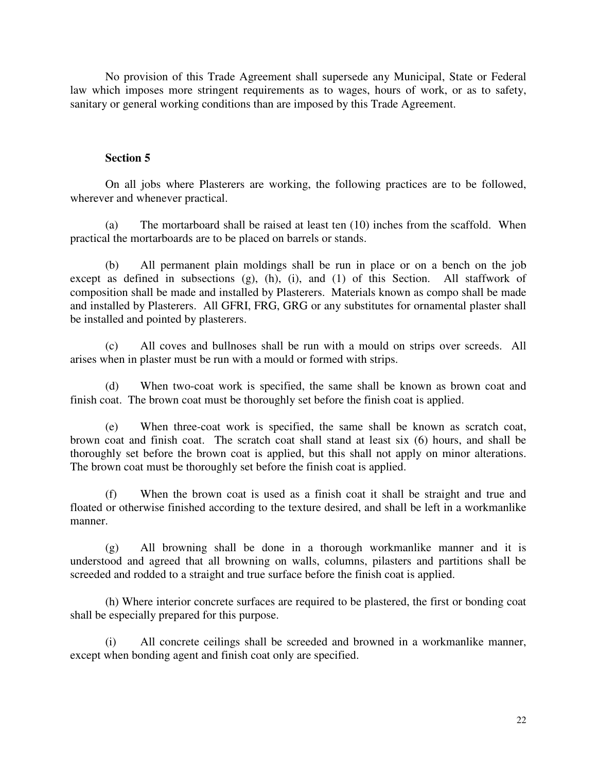No provision of this Trade Agreement shall supersede any Municipal, State or Federal law which imposes more stringent requirements as to wages, hours of work, or as to safety, sanitary or general working conditions than are imposed by this Trade Agreement.

**Section 5**

On all jobs where Plasterers are working, the following practices are to be followed, wherever and whenever practical.

(a) The mortarboard shall be raised at least ten (10) inches from the scaffold. When practical the mortarboards are to be placed on barrels or stands.

(b) All permanent plain moldings shall be run in place or on a bench on the job except as defined in subsections (g), (h), (i), and (1) of this Section. All staffwork of composition shall be made and installed by Plasterers. Materials known as compo shall be made and installed by Plasterers. All GFRI, FRG, GRG or any substitutes for ornamental plaster shall be installed and pointed by plasterers.

(c) All coves and bullnoses shall be run with a mould on strips over screeds. All arises when in plaster must be run with a mould or formed with strips.

(d) When two-coat work is specified, the same shall be known as brown coat and finish coat. The brown coat must be thoroughly set before the finish coat is applied.

(e) When three-coat work is specified, the same shall be known as scratch coat, brown coat and finish coat. The scratch coat shall stand at least six (6) hours, and shall be thoroughly set before the brown coat is applied, but this shall not apply on minor alterations. The brown coat must be thoroughly set before the finish coat is applied.

(f) When the brown coat is used as a finish coat it shall be straight and true and floated or otherwise finished according to the texture desired, and shall be left in a workmanlike manner.

(g) All browning shall be done in a thorough workmanlike manner and it is understood and agreed that all browning on walls, columns, pilasters and partitions shall be screeded and rodded to a straight and true surface before the finish coat is applied.

(h) Where interior concrete surfaces are required to be plastered, the first or bonding coat shall be especially prepared for this purpose.

(i) All concrete ceilings shall be screeded and browned in a workmanlike manner, except when bonding agent and finish coat only are specified.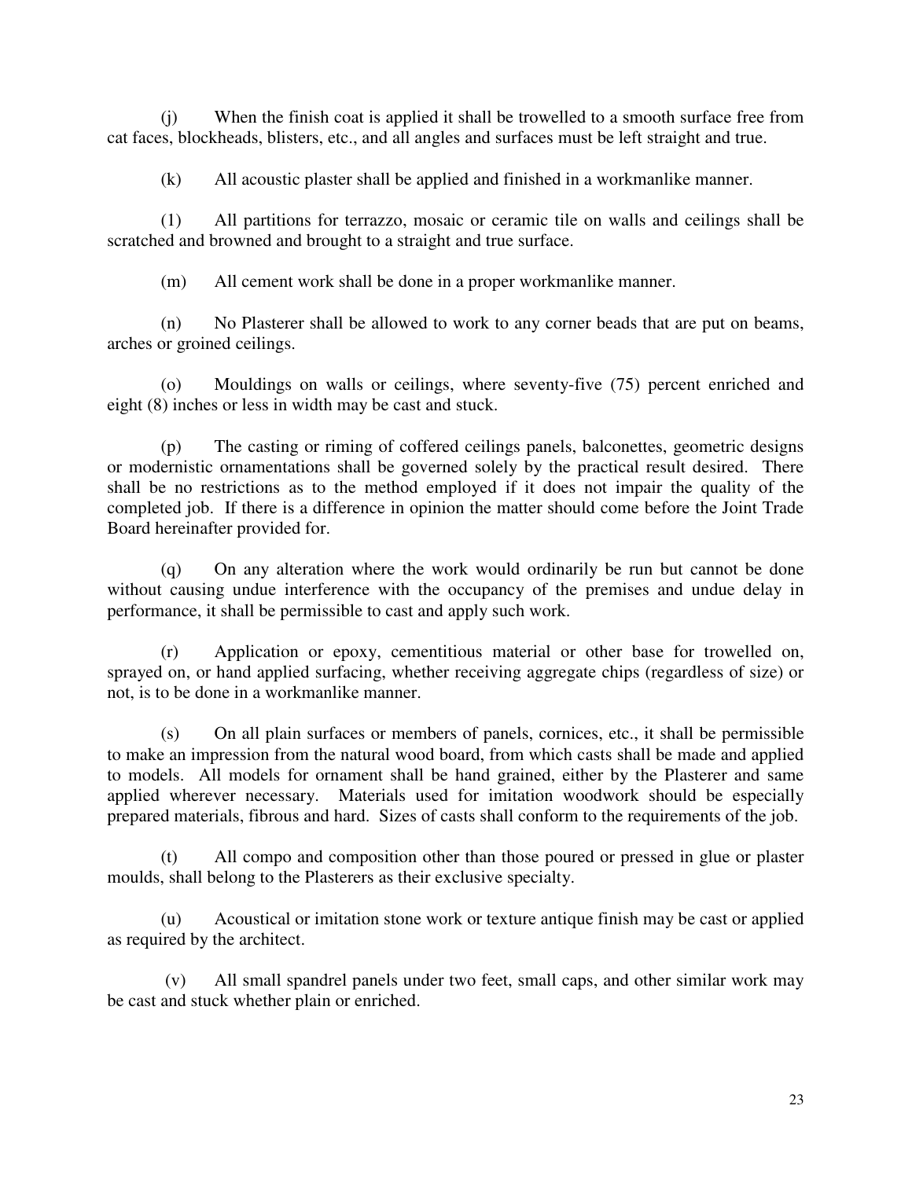(j) When the finish coat is applied it shall be trowelled to a smooth surface free from cat faces, blockheads, blisters, etc., and all angles and surfaces must be left straight and true.

(k) All acoustic plaster shall be applied and finished in a workmanlike manner.

(1) All partitions for terrazzo, mosaic or ceramic tile on walls and ceilings shall be scratched and browned and brought to a straight and true surface.

(m) All cement work shall be done in a proper workmanlike manner.

(n) No Plasterer shall be allowed to work to any corner beads that are put on beams, arches or groined ceilings.

(o) Mouldings on walls or ceilings, where seventy-five (75) percent enriched and eight (8) inches or less in width may be cast and stuck.

(p) The casting or riming of coffered ceilings panels, balconettes, geometric designs or modernistic ornamentations shall be governed solely by the practical result desired. There shall be no restrictions as to the method employed if it does not impair the quality of the completed job. If there is a difference in opinion the matter should come before the Joint Trade Board hereinafter provided for.

(q) On any alteration where the work would ordinarily be run but cannot be done without causing undue interference with the occupancy of the premises and undue delay in performance, it shall be permissible to cast and apply such work.

(r) Application or epoxy, cementitious material or other base for trowelled on, sprayed on, or hand applied surfacing, whether receiving aggregate chips (regardless of size) or not, is to be done in a workmanlike manner.

(s) On all plain surfaces or members of panels, cornices, etc., it shall be permissible to make an impression from the natural wood board, from which casts shall be made and applied to models. All models for ornament shall be hand grained, either by the Plasterer and same applied wherever necessary. Materials used for imitation woodwork should be especially prepared materials, fibrous and hard. Sizes of casts shall conform to the requirements of the job.

(t) All compo and composition other than those poured or pressed in glue or plaster moulds, shall belong to the Plasterers as their exclusive specialty.

(u) Acoustical or imitation stone work or texture antique finish may be cast or applied as required by the architect.

(v) All small spandrel panels under two feet, small caps, and other similar work may be cast and stuck whether plain or enriched.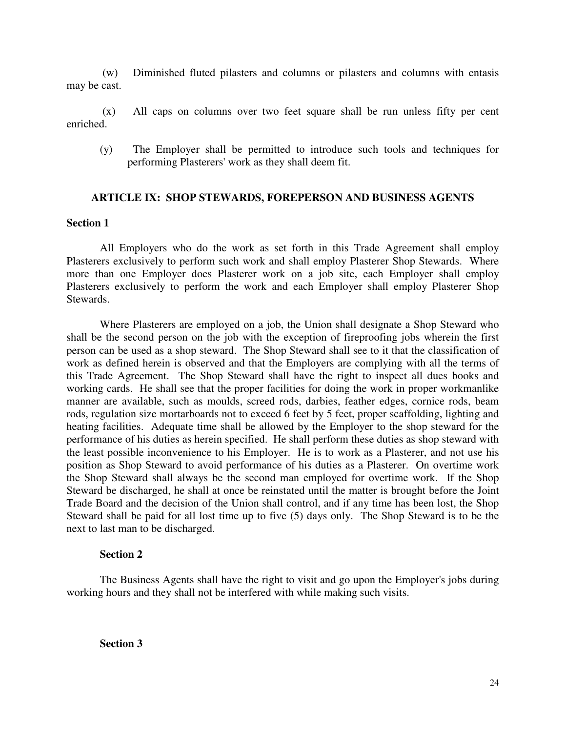(w) Diminished fluted pilasters and columns or pilasters and columns with entasis may be cast.

(x) All caps on columns over two feet square shall be run unless fifty per cent enriched.

(y) The Employer shall be permitted to introduce such tools and techniques for performing Plasterers' work as they shall deem fit.

## ARTICLE IX: SHOP STEWARDS, FOREPERSON AND BUSINESS AGENTS

### Section 1

All Employers who do the work as set forth in this Trade Agreement shall employ Plasterers exclusively to perform such work and shall employ Plasterer Shop Stewards. Where more than one Employer does Plasterer work on a job site, each Employer shall employ Plasterers exclusively to perform the work and each Employer shall employ Plasterer Shop Stewards.

Where Plasterers are employed on a job, the Union shall designate a Shop Steward who shall be the second person on the job with the exception of fireproofing jobs wherein the first person can be used as a shop steward. The Shop Steward shall see to it that the classification of work as defined herein is observed and that the Employers are complying with all the terms of this Trade Agreement. The Shop Steward shall have the right to inspect all dues books and working cards. He shall see that the proper facilities for doing the work in proper workmanlike manner are available, such as moulds, screed rods, darbies, feather edges, cornice rods, beam rods, regulation size mortarboards not to exceed 6 feet by 5 feet, proper scaffolding, lighting and heating facilities. Adequate time shall be allowed by the Employer to the shop steward for the performance of his duties as herein specified. He shall perform these duties as shop steward with the least possible inconvenience to his Employer. He is to work as a Plasterer, and not use his position as Shop Steward to avoid performance of his duties as a Plasterer. On overtime work the Shop Steward shall always be the second man employed for overtime work. If the Shop Steward be discharged, he shall at once be reinstated until the matter is brought before the Joint Trade Board and the decision of the Union shall control, and if any time has been lost, the Shop Steward shall be paid for all lost time up to five (5) days only. The Shop Steward is to be the next to last man to be discharged.

### Section 2

The Business Agents shall have the right to visit and go upon the Employer's jobs during working hours and they shall not be interfered with while making such visits.

### Section 3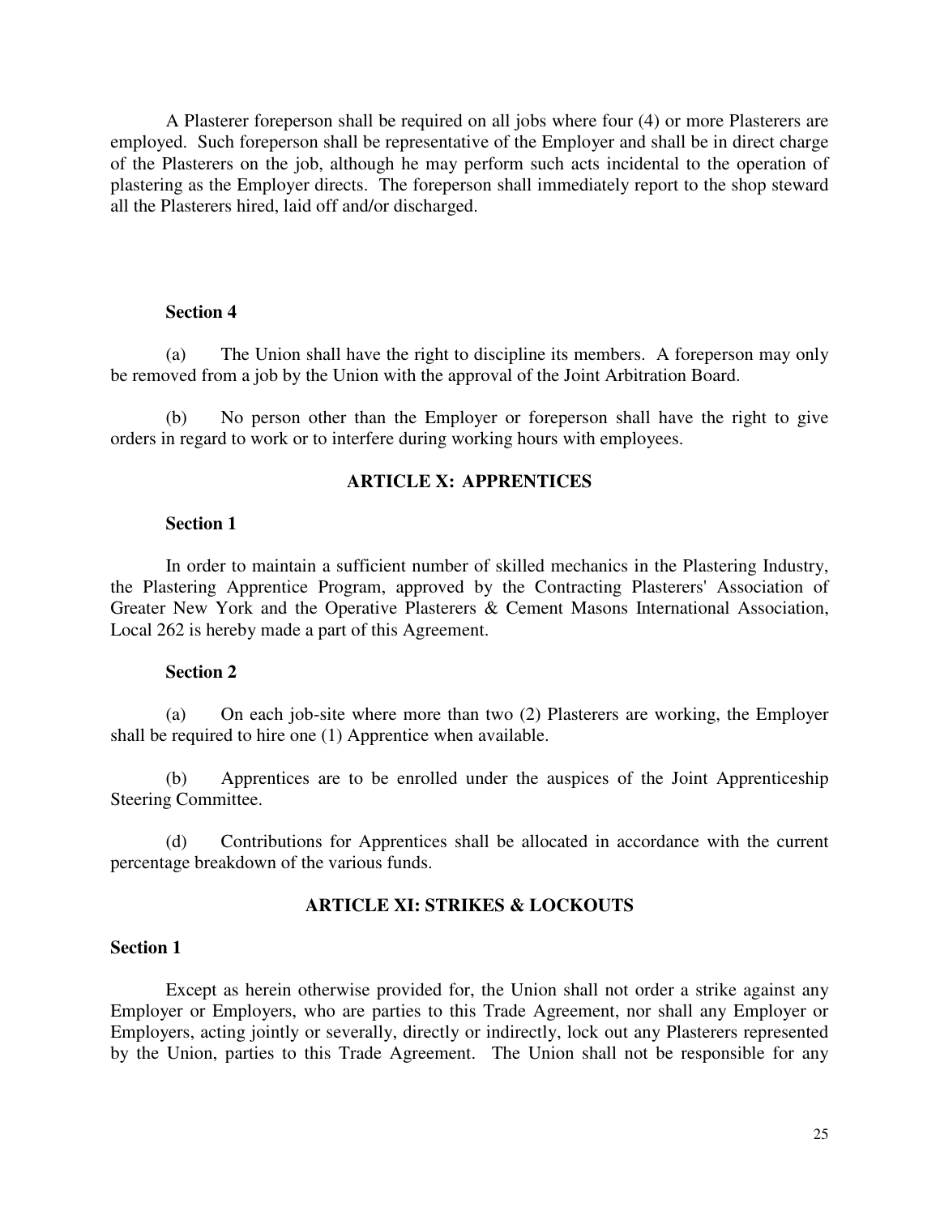A Plasterer foreperson shall be required on all jobs where four (4) or more Plasterers are employed. Such foreperson shall be representative of the Employer and shall be in direct charge of the Plasterers on the job, although he may perform such acts incidental to the operation of plastering as the Employer directs. The foreperson shall immediately report to the shop steward all the Plasterers hired, laid off and/or discharged.

**Section 4**

(a) The Union shall have the right to discipline its members. A foreperson may only be removed from a job by the Union with the approval of the Joint Arbitration Board.

(b) No person other than the Employer or foreperson shall have the right to give orders in regard to work or to interfere during working hours with employees.

## ARTICLE X: APPRENTICES

**Section 1**

In order to maintain a sufficient number of skilled mechanics in the Plastering Industry, the Plastering Apprentice Program, approved by the Contracting Plasterers' Association of Greater New York and the Operative Plasterers & Cement Masons International Association, Local 262 is hereby made a part of this Agreement.

**Section 2**

(a) On each job-site where more than two (2) Plasterers are working, the Employer shall be required to hire one (1) Apprentice when available.

(b) Apprentices are to be enrolled under the auspices of the Joint Apprenticeship Steering Committee.

(d) Contributions for Apprentices shall be allocated in accordance with the current percentage breakdown of the various funds.

## ARTICLE XI: STRIKES & LOCKOUTS

**Section 1**

Except as herein otherwise provided for, the Union shall not order a strike against any Employer or Employers, who are parties to this Trade Agreement, nor shall any Employer or Employers, acting jointly or severally, directly or indirectly, lock out any Plasterers represented by the Union, parties to this Trade Agreement. The Union shall not be responsible for any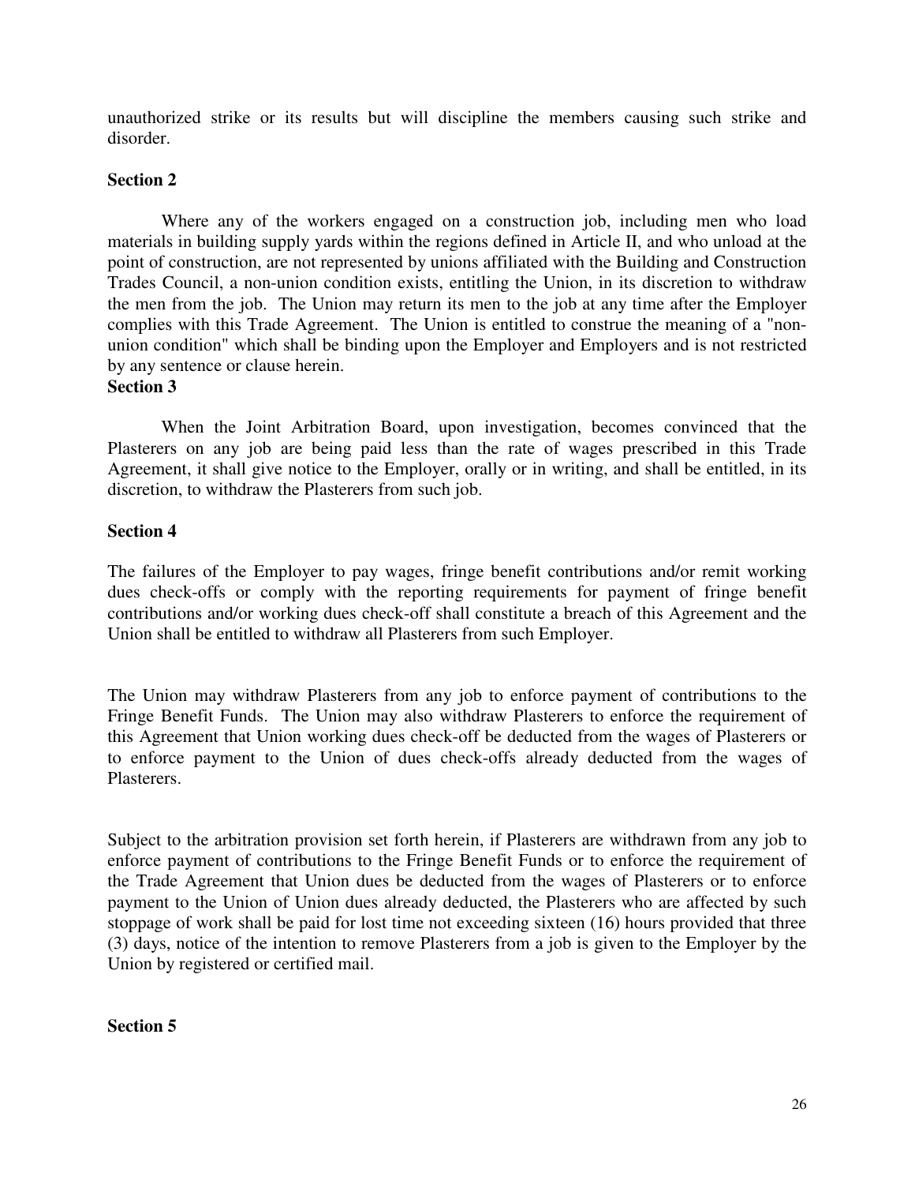unauthorized strike or its results but will discipline the members causing such strike and disorder.

**Section 2**

Where any of the workers engaged on a construction job, including men who load materials in building supply yards within the regions defined in Article II, and who unload at the point of construction, are not represented by unions affiliated with the Building and Construction Trades Council, a non-union condition exists, entitling the Union, in its discretion to withdraw the men from the job. The Union may return its men to the job at any time after the Employer complies with this Trade Agreement. The Union is entitled to construe the meaning of a "non-union condition" which shall be binding upon the Employer and Employers and is not restricted by any sentence or clause herein.

**Section 3**

When the Joint Arbitration Board, upon investigation, becomes convinced that the Plasterers on any job are being paid less than the rate of wages prescribed in this Trade Agreement, it shall give notice to the Employer, orally or in writing, and shall be entitled, in its discretion, to withdraw the Plasterers from such job.

**Section 4**

The failures of the Employer to pay wages, fringe benefit contributions and/or remit working dues check-offs or comply with the reporting requirements for payment of fringe benefit contributions and/or working dues check-off shall constitute a breach of this Agreement and the Union shall be entitled to withdraw all Plasterers from such Employer.

The Union may withdraw Plasterers from any job to enforce payment of contributions to the Fringe Benefit Funds. The Union may also withdraw Plasterers to enforce the requirement of this Agreement that Union working dues check-off be deducted from the wages of Plasterers or to enforce payment to the Union of dues check-offs already deducted from the wages of Plasterers.

Subject to the arbitration provision set forth herein, if Plasterers are withdrawn from any job to enforce payment of contributions to the Fringe Benefit Funds or to enforce the requirement of the Trade Agreement that Union dues be deducted from the wages of Plasterers or to enforce payment to the Union of Union dues already deducted, the Plasterers who are affected by such stoppage of work shall be paid for lost time not exceeding sixteen (16) hours provided that three (3) days, notice of the intention to remove Plasterers from a job is given to the Employer by the Union by registered or certified mail.

**Section 5**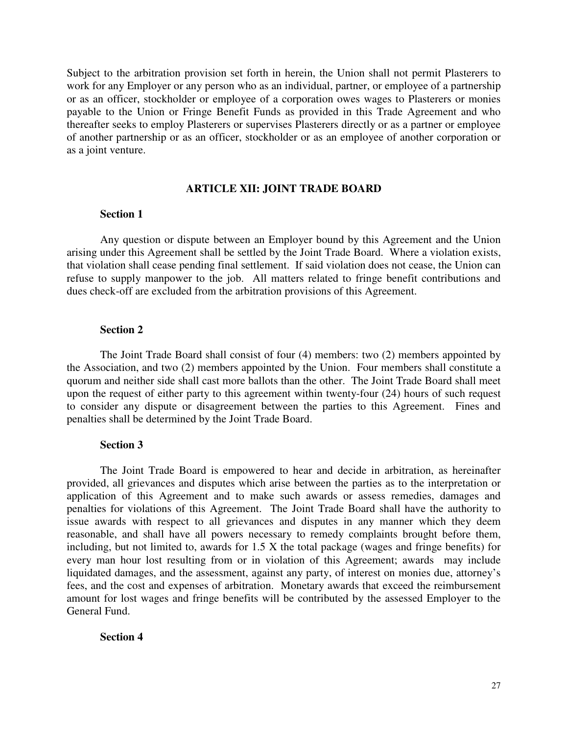Subject to the arbitration provision set forth in herein, the Union shall not permit Plasterers to work for any Employer or any person who as an individual, partner, or employee of a partnership or as an officer, stockholder or employee of a corporation owes wages to Plasterers or monies payable to the Union or Fringe Benefit Funds as provided in this Trade Agreement and who thereafter seeks to employ Plasterers or supervises Plasterers directly or as a partner or employee of another partnership or as an officer, stockholder or as an employee of another corporation or as a joint venture.

## ARTICLE XII: JOINT TRADE BOARD

### Section 1

Any question or dispute between an Employer bound by this Agreement and the Union arising under this Agreement shall be settled by the Joint Trade Board. Where a violation exists, that violation shall cease pending final settlement. If said violation does not cease, the Union can refuse to supply manpower to the job. All matters related to fringe benefit contributions and dues check-off are excluded from the arbitration provisions of this Agreement.

### Section 2

The Joint Trade Board shall consist of four (4) members: two (2) members appointed by the Association, and two (2) members appointed by the Union. Four members shall constitute a quorum and neither side shall cast more ballots than the other. The Joint Trade Board shall meet upon the request of either party to this agreement within twenty-four (24) hours of such request to consider any dispute or disagreement between the parties to this Agreement. Fines and penalties shall be determined by the Joint Trade Board.

### Section 3

The Joint Trade Board is empowered to hear and decide in arbitration, as hereinafter provided, all grievances and disputes which arise between the parties as to the interpretation or application of this Agreement and to make such awards or assess remedies, damages and penalties for violations of this Agreement. The Joint Trade Board shall have the authority to issue awards with respect to all grievances and disputes in any manner which they deem reasonable, and shall have all powers necessary to remedy complaints brought before them, including, but not limited to, awards for 1.5 X the total package (wages and fringe benefits) for every man hour lost resulting from or in violation of this Agreement; awards may include liquidated damages, and the assessment, against any party, of interest on monies due, attorney's fees, and the cost and expenses of arbitration. Monetary awards that exceed the reimbursement amount for lost wages and fringe benefits will be contributed by the assessed Employer to the General Fund.

### Section 4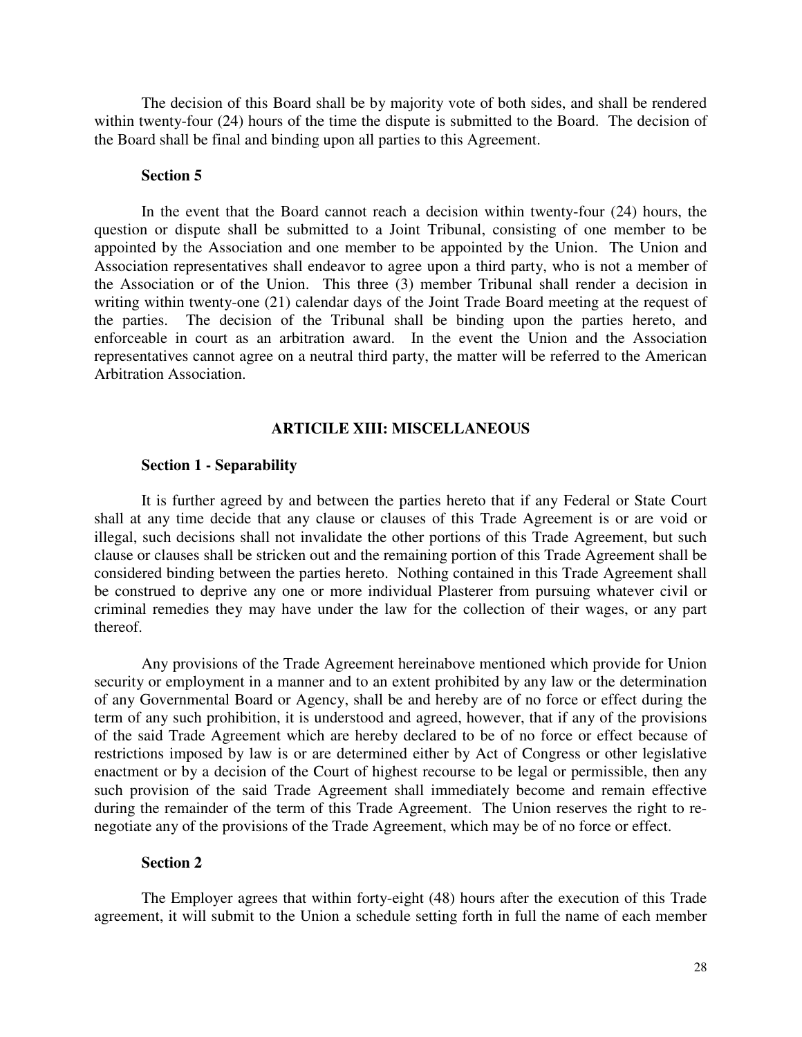The decision of this Board shall be by majority vote of both sides, and shall be rendered within twenty-four (24) hours of the time the dispute is submitted to the Board. The decision of the Board shall be final and binding upon all parties to this Agreement.

**Section 5**

In the event that the Board cannot reach a decision within twenty-four (24) hours, the question or dispute shall be submitted to a Joint Tribunal, consisting of one member to be appointed by the Association and one member to be appointed by the Union. The Union and Association representatives shall endeavor to agree upon a third party, who is not a member of the Association or of the Union. This three (3) member Tribunal shall render a decision in writing within twenty-one (21) calendar days of the Joint Trade Board meeting at the request of the parties. The decision of the Tribunal shall be binding upon the parties hereto, and enforceable in court as an arbitration award. In the event the Union and the Association representatives cannot agree on a neutral third party, the matter will be referred to the American Arbitration Association.

## ARTICILE XIII: MISCELLANEOUS

**Section 1 - Separability**

It is further agreed by and between the parties hereto that if any Federal or State Court shall at any time decide that any clause or clauses of this Trade Agreement is or are void or illegal, such decisions shall not invalidate the other portions of this Trade Agreement, but such clause or clauses shall be stricken out and the remaining portion of this Trade Agreement shall be considered binding between the parties hereto. Nothing contained in this Trade Agreement shall be construed to deprive any one or more individual Plasterer from pursuing whatever civil or criminal remedies they may have under the law for the collection of their wages, or any part thereof.

Any provisions of the Trade Agreement hereinabove mentioned which provide for Union security or employment in a manner and to an extent prohibited by any law or the determination of any Governmental Board or Agency, shall be and hereby are of no force or effect during the term of any such prohibition, it is understood and agreed, however, that if any of the provisions of the said Trade Agreement which are hereby declared to be of no force or effect because of restrictions imposed by law is or are determined either by Act of Congress or other legislative enactment or by a decision of the Court of highest recourse to be legal or permissible, then any such provision of the said Trade Agreement shall immediately become and remain effective during the remainder of the term of this Trade Agreement. The Union reserves the right to re-negotiate any of the provisions of the Trade Agreement, which may be of no force or effect.

**Section 2**

The Employer agrees that within forty-eight (48) hours after the execution of this Trade agreement, it will submit to the Union a schedule setting forth in full the name of each member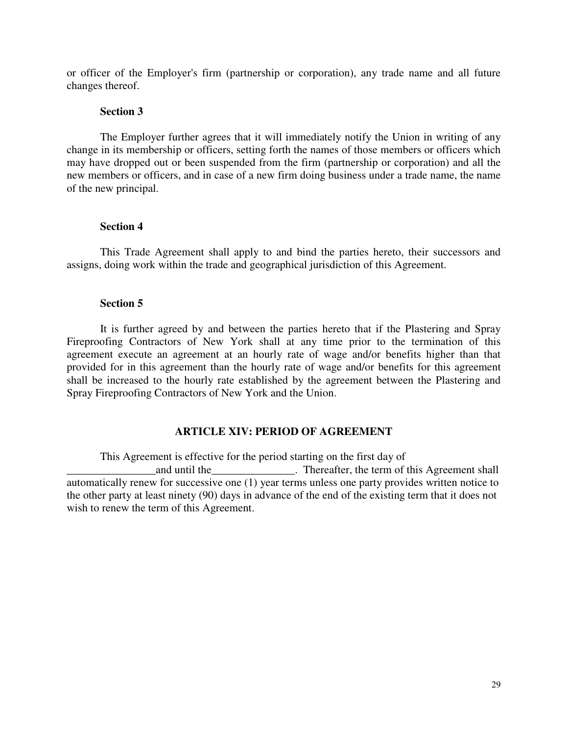or officer of the Employer's firm (partnership or corporation), any trade name and all future changes thereof.

**Section 3**

The Employer further agrees that it will immediately notify the Union in writing of any change in its membership or officers, setting forth the names of those members or officers which may have dropped out or been suspended from the firm (partnership or corporation) and all the new members or officers, and in case of a new firm doing business under a trade name, the name of the new principal.

**Section 4**

This Trade Agreement shall apply to and bind the parties hereto, their successors and assigns, doing work within the trade and geographical jurisdiction of this Agreement.

**Section 5**

It is further agreed by and between the parties hereto that if the Plastering and Spray Fireproofing Contractors of New York shall at any time prior to the termination of this agreement execute an agreement at an hourly rate of wage and/or benefits higher than that provided for in this agreement than the hourly rate of wage and/or benefits for this agreement shall be increased to the hourly rate established by the agreement between the Plastering and Spray Fireproofing Contractors of New York and the Union.

## ARTICLE XIV: PERIOD OF AGREEMENT

This Agreement is effective for the period starting on the first day of ________________and until the_______________. Thereafter, the term of this Agreement shall automatically renew for successive one (1) year terms unless one party provides written notice to the other party at least ninety (90) days in advance of the end of the existing term that it does not wish to renew the term of this Agreement.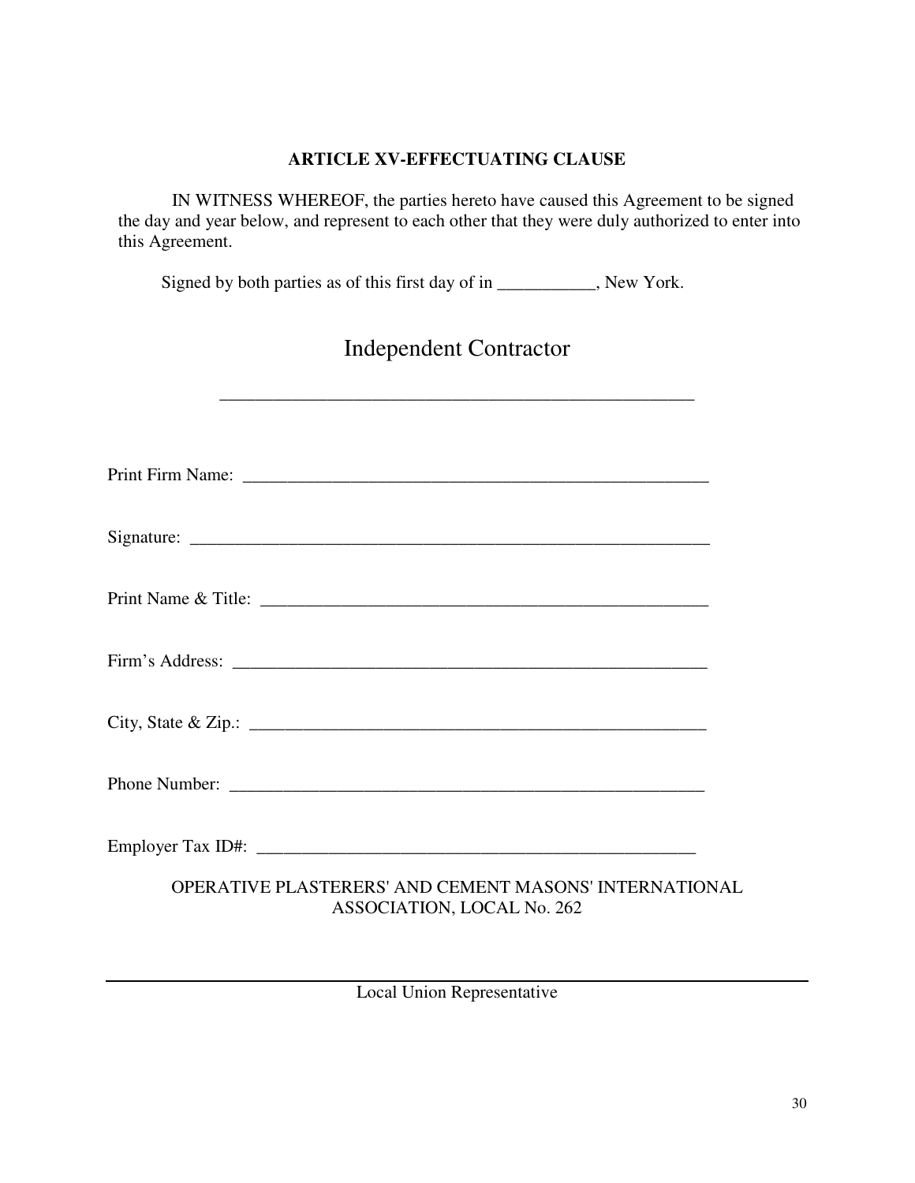## ARTICLE XV-EFFECTUATING CLAUSE

IN WITNESS WHEREOF, the parties hereto have caused this Agreement to be signed the day and year below, and represent to each other that they were duly authorized to enter into this Agreement.

Signed by both parties as of this first day of in ___________, New York.

Independent Contractor

_____________________________________________________

Print Firm Name: _____________________________________________________

Signature: ___________________________________________________________

Print Name & Title: ___________________________________________________

Firm's Address: _______________________________________________________

City, State & Zip.: ____________________________________________________

Phone Number: _______________________________________________________

Employer Tax ID#: ___________________________________________________

OPERATIVE PLASTERERS' AND CEMENT MASONS' INTERNATIONAL ASSOCIATION, LOCAL No. 262

_____________________________________________________

Local Union Representative